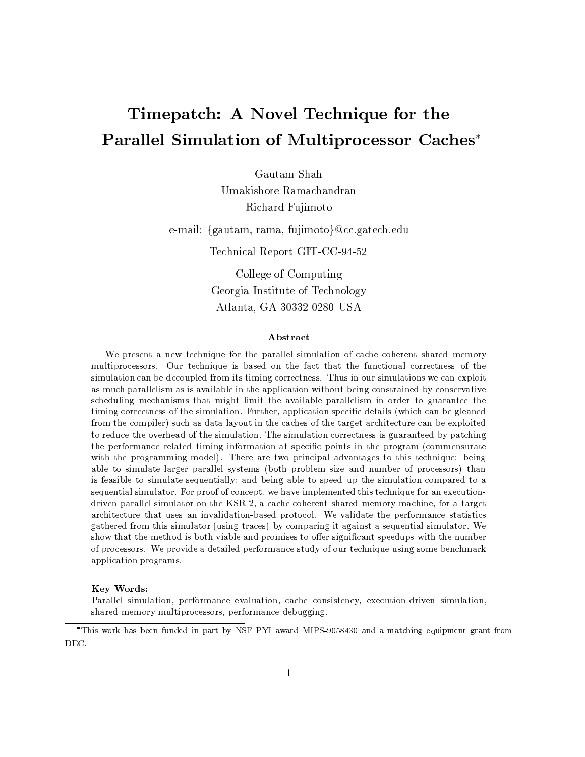# Timepatch: A Novel Technique for the Parallel Simulation of Multiprocessor Caches*

Gautam Shah
Umakishore Ramachandran
Richard Fujimoto

e-mail: {gautam, rama, fujimoto}@cc.gatech.edu

Technical Report GIT-CC-94-52

College of Computing
Georgia Institute of Technology
Atlanta, GA 30332-0280 USA

### Abstract

We present a new technique for the parallel simulation of cache coherent shared memory multiprocessors. Our technique is based on the fact that the functional correctness of the simulation can be decoupled from its timing correctness. Thus in our simulations we can exploit as much parallelism as is available in the application without being constrained by conservative scheduling mechanisms that might limit the available parallelism in order to guarantee the timing correctness of the simulation. Further, application specific details (which can be gleaned from the compiler) such as data layout in the caches of the target architecture can be exploited to reduce the overhead of the simulation. The simulation correctness is guaranteed by patching the performance related timing information at specific points in the program (commensurate with the programming model). There are two principal advantages to this technique: being able to simulate larger parallel systems (both problem size and number of processors) than is feasible to simulate sequentially; and being able to speed up the simulation compared to a sequential simulator. For proof of concept, we have implemented this technique for an execution-driven parallel simulator on the KSR-2, a cache-coherent shared memory machine, for a target architecture that uses an invalidation-based protocol. We validate the performance statistics gathered from this simulator (using traces) by comparing it against a sequential simulator. We show that the method is both viable and promises to offer significant speedups with the number of processors. We provide a detailed performance study of our technique using some benchmark application programs.

**Key Words:**
Parallel simulation, performance evaluation, cache consistency, execution-driven simulation, shared memory multiprocessors, performance debugging.

*This work has been funded in part by NSF PYI award MIPS-9058430 and a matching equipment grant from DEC.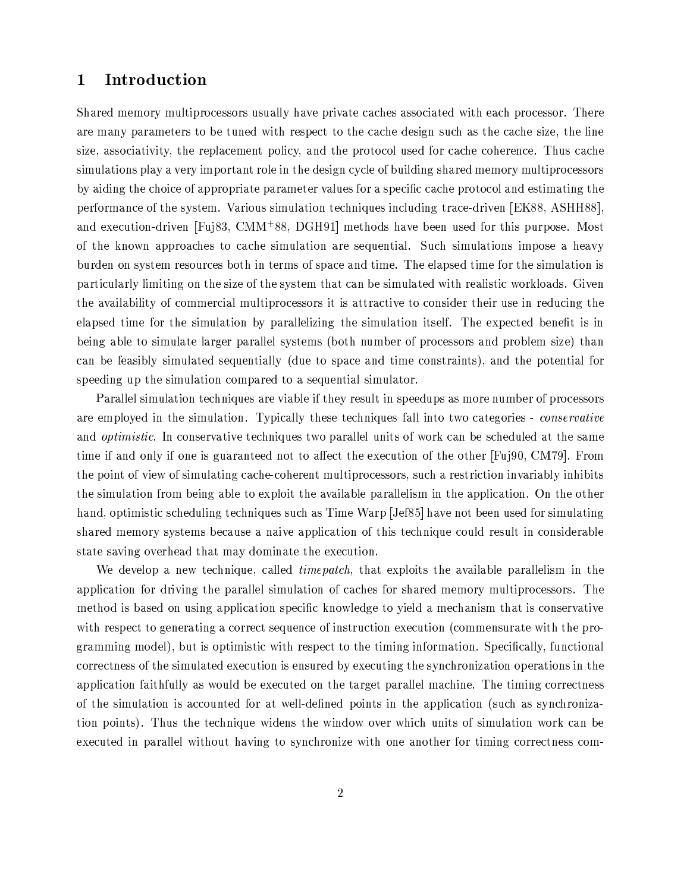# 1 Introduction

Shared memory multiprocessors usually have private caches associated with each processor. There are many parameters to be tuned with respect to the cache design such as the cache size, the line size, associativity, the replacement policy, and the protocol used for cache coherence. Thus cache simulations play a very important role in the design cycle of building shared memory multiprocessors by aiding the choice of appropriate parameter values for a specific cache protocol and estimating the performance of the system. Various simulation techniques including trace-driven [EK88, ASHH88], and execution-driven [Fuj83, CMM+88, DGH91] methods have been used for this purpose. Most of the known approaches to cache simulation are sequential. Such simulations impose a heavy burden on system resources both in terms of space and time. The elapsed time for the simulation is particularly limiting on the size of the system that can be simulated with realistic workloads. Given the availability of commercial multiprocessors it is attractive to consider their use in reducing the elapsed time for the simulation by parallelizing the simulation itself. The expected benefit is in being able to simulate larger parallel systems (both number of processors and problem size) than can be feasibly simulated sequentially (due to space and time constraints), and the potential for speeding up the simulation compared to a sequential simulator.

Parallel simulation techniques are viable if they result in speedups as more number of processors are employed in the simulation. Typically these techniques fall into two categories - *conservative* and *optimistic*. In conservative techniques two parallel units of work can be scheduled at the same time if and only if one is guaranteed not to affect the execution of the other [Fuj90, CM79]. From the point of view of simulating cache-coherent multiprocessors, such a restriction invariably inhibits the simulation from being able to exploit the available parallelism in the application. On the other hand, optimistic scheduling techniques such as Time Warp [Jef85] have not been used for simulating shared memory systems because a naive application of this technique could result in considerable state saving overhead that may dominate the execution.

We develop a new technique, called *timepatch*, that exploits the available parallelism in the application for driving the parallel simulation of caches for shared memory multiprocessors. The method is based on using application specific knowledge to yield a mechanism that is conservative with respect to generating a correct sequence of instruction execution (commensurate with the programming model), but is optimistic with respect to the timing information. Specifically, functional correctness of the simulated execution is ensured by executing the synchronization operations in the application faithfully as would be executed on the target parallel machine. The timing correctness of the simulation is accounted for at well-defined points in the application (such as synchronization points). Thus the technique widens the window over which units of simulation work can be executed in parallel without having to synchronize with one another for timing correctness com-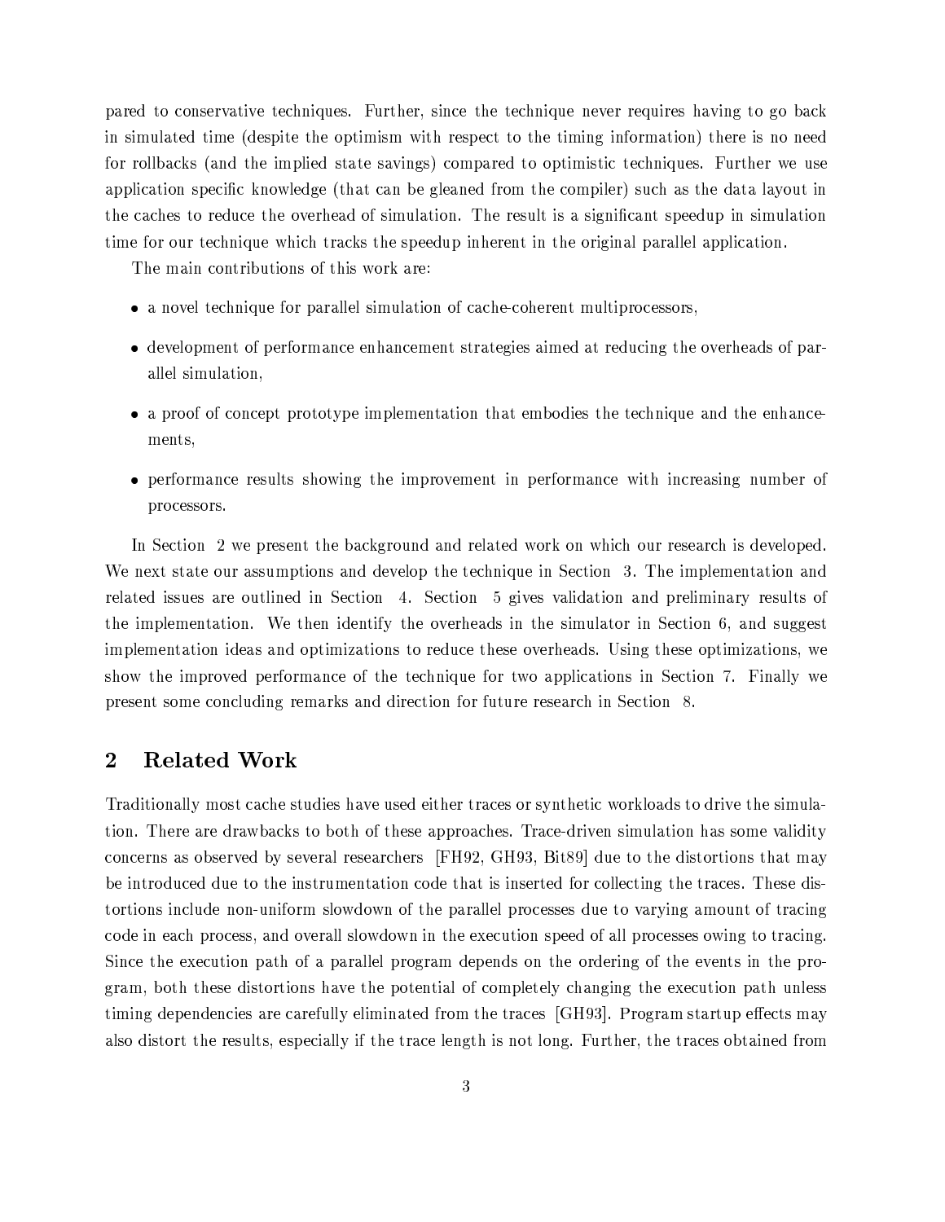pared to conservative techniques. Further, since the technique never requires having to go back in simulated time (despite the optimism with respect to the timing information) there is no need for rollbacks (and the implied state savings) compared to optimistic techniques. Further we use application specific knowledge (that can be gleaned from the compiler) such as the data layout in the caches to reduce the overhead of simulation. The result is a significant speedup in simulation time for our technique which tracks the speedup inherent in the original parallel application.

The main contributions of this work are:

- a novel technique for parallel simulation of cache-coherent multiprocessors,
- development of performance enhancement strategies aimed at reducing the overheads of parallel simulation,
- a proof of concept prototype implementation that embodies the technique and the enhancements,
- performance results showing the improvement in performance with increasing number of processors.

In Section 2 we present the background and related work on which our research is developed. We next state our assumptions and develop the technique in Section 3. The implementation and related issues are outlined in Section 4. Section 5 gives validation and preliminary results of the implementation. We then identify the overheads in the simulator in Section 6, and suggest implementation ideas and optimizations to reduce these overheads. Using these optimizations, we show the improved performance of the technique for two applications in Section 7. Finally we present some concluding remarks and direction for future research in Section 8.

## 2 Related Work

Traditionally most cache studies have used either traces or synthetic workloads to drive the simulation. There are drawbacks to both of these approaches. Trace-driven simulation has some validity concerns as observed by several researchers [FH92, GH93, Bit89] due to the distortions that may be introduced due to the instrumentation code that is inserted for collecting the traces. These distortions include non-uniform slowdown of the parallel processes due to varying amount of tracing code in each process, and overall slowdown in the execution speed of all processes owing to tracing. Since the execution path of a parallel program depends on the ordering of the events in the program, both these distortions have the potential of completely changing the execution path unless timing dependencies are carefully eliminated from the traces [GH93]. Program startup effects may also distort the results, especially if the trace length is not long. Further, the traces obtained from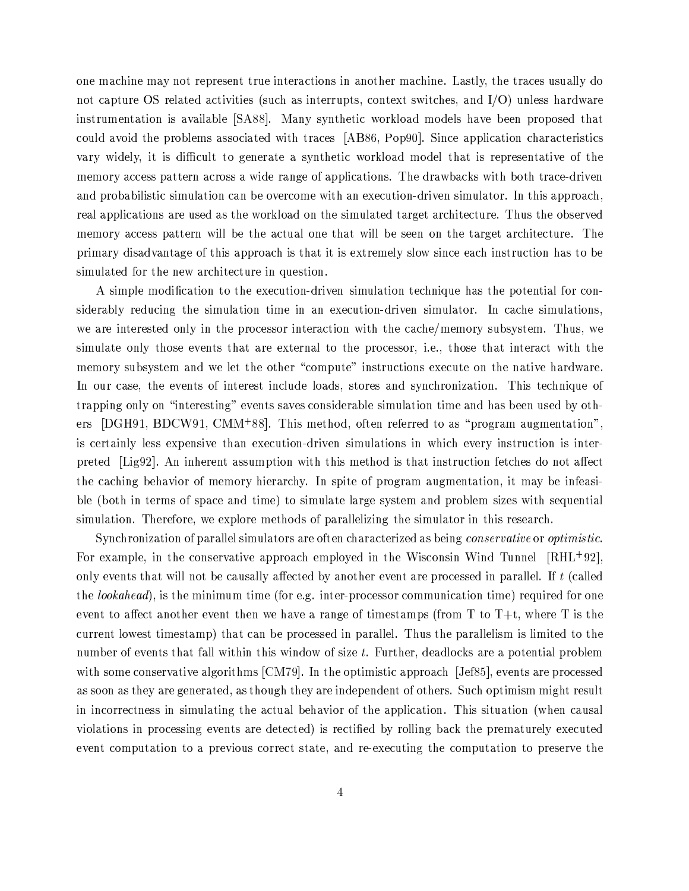one machine may not represent true interactions in another machine. Lastly, the traces usually do not capture OS related activities (such as interrupts, context switches, and I/O) unless hardware instrumentation is available [SA88]. Many synthetic workload models have been proposed that could avoid the problems associated with traces [AB86, Pop90]. Since application characteristics vary widely, it is difficult to generate a synthetic workload model that is representative of the memory access pattern across a wide range of applications. The drawbacks with both trace-driven and probabilistic simulation can be overcome with an execution-driven simulator. In this approach, real applications are used as the workload on the simulated target architecture. Thus the observed memory access pattern will be the actual one that will be seen on the target architecture. The primary disadvantage of this approach is that it is extremely slow since each instruction has to be simulated for the new architecture in question.

A simple modification to the execution-driven simulation technique has the potential for considerably reducing the simulation time in an execution-driven simulator. In cache simulations, we are interested only in the processor interaction with the cache/memory subsystem. Thus, we simulate only those events that are external to the processor, i.e., those that interact with the memory subsystem and we let the other "compute" instructions execute on the native hardware. In our case, the events of interest include loads, stores and synchronization. This technique of trapping only on "interesting" events saves considerable simulation time and has been used by others [DGH91, BDCW91, CMM+88]. This method, often referred to as "program augmentation", is certainly less expensive than execution-driven simulations in which every instruction is interpreted [Lig92]. An inherent assumption with this method is that instruction fetches do not affect the caching behavior of memory hierarchy. In spite of program augmentation, it may be infeasible (both in terms of space and time) to simulate large system and problem sizes with sequential simulation. Therefore, we explore methods of parallelizing the simulator in this research.

Synchronization of parallel simulators are often characterized as being *conservative* or *optimistic*. For example, in the conservative approach employed in the Wisconsin Wind Tunnel [RHL+92], only events that will not be causally affected by another event are processed in parallel. If $t$ (called the *lookahead*), is the minimum time (for e.g. inter-processor communication time) required for one event to affect another event then we have a range of timestamps (from T to T+t, where T is the current lowest timestamp) that can be processed in parallel. Thus the parallelism is limited to the number of events that fall within this window of size $t$. Further, deadlocks are a potential problem with some conservative algorithms [CM79]. In the optimistic approach [Jef85], events are processed as soon as they are generated, as though they are independent of others. Such optimism might result in incorrectness in simulating the actual behavior of the application. This situation (when causal violations in processing events are detected) is rectified by rolling back the prematurely executed event computation to a previous correct state, and re-executing the computation to preserve the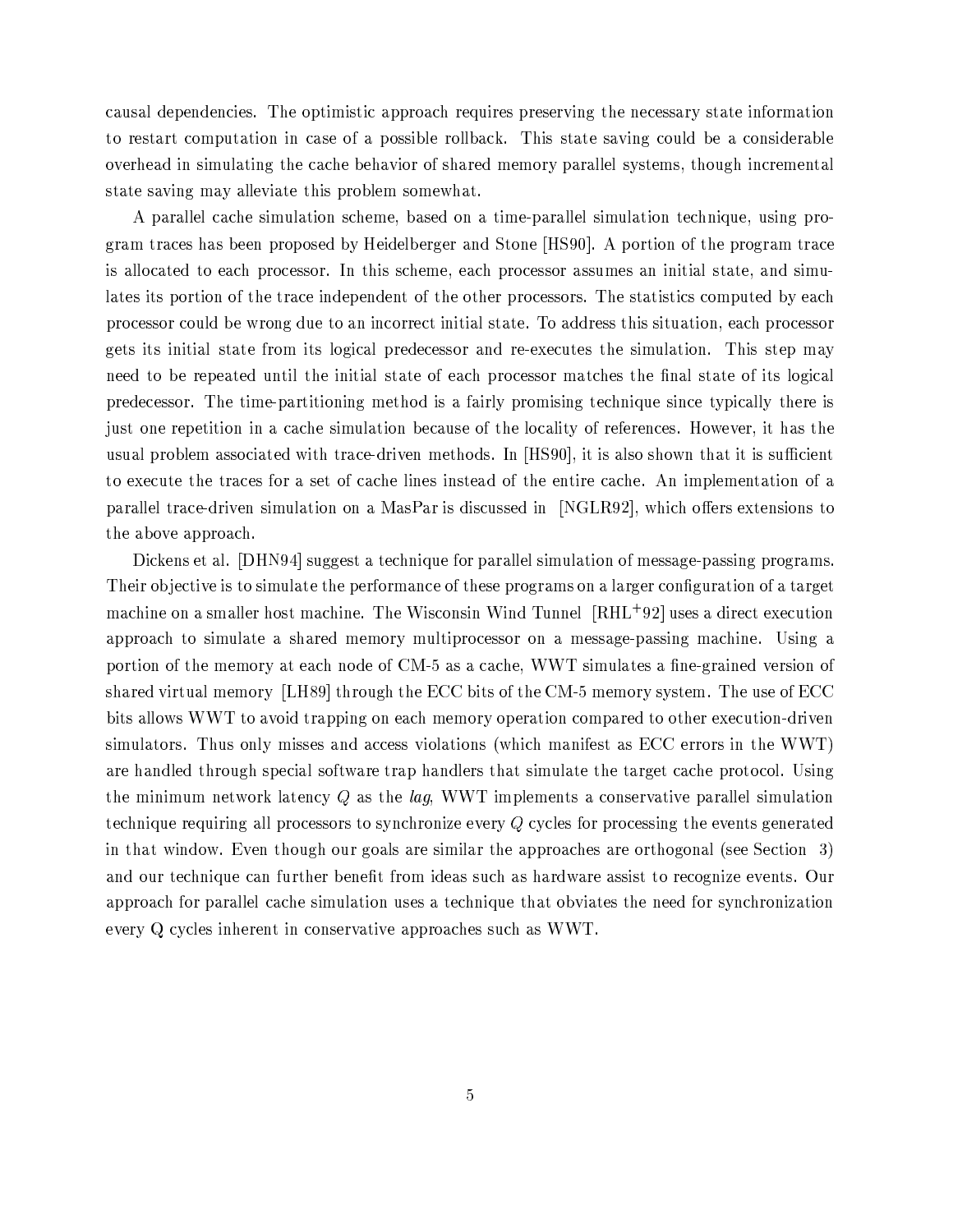causal dependencies. The optimistic approach requires preserving the necessary state information to restart computation in case of a possible rollback. This state saving could be a considerable overhead in simulating the cache behavior of shared memory parallel systems, though incremental state saving may alleviate this problem somewhat.

A parallel cache simulation scheme, based on a time-parallel simulation technique, using program traces has been proposed by Heidelberger and Stone [HS90]. A portion of the program trace is allocated to each processor. In this scheme, each processor assumes an initial state, and simulates its portion of the trace independent of the other processors. The statistics computed by each processor could be wrong due to an incorrect initial state. To address this situation, each processor gets its initial state from its logical predecessor and re-executes the simulation. This step may need to be repeated until the initial state of each processor matches the final state of its logical predecessor. The time-partitioning method is a fairly promising technique since typically there is just one repetition in a cache simulation because of the locality of references. However, it has the usual problem associated with trace-driven methods. In [HS90], it is also shown that it is sufficient to execute the traces for a set of cache lines instead of the entire cache. An implementation of a parallel trace-driven simulation on a MasPar is discussed in [NGLR92], which offers extensions to the above approach.

Dickens et al. [DHN94] suggest a technique for parallel simulation of message-passing programs. Their objective is to simulate the performance of these programs on a larger configuration of a target machine on a smaller host machine. The Wisconsin Wind Tunnel [RHL+92] uses a direct execution approach to simulate a shared memory multiprocessor on a message-passing machine. Using a portion of the memory at each node of CM-5 as a cache, WWT simulates a fine-grained version of shared virtual memory [LH89] through the ECC bits of the CM-5 memory system. The use of ECC bits allows WWT to avoid trapping on each memory operation compared to other execution-driven simulators. Thus only misses and access violations (which manifest as ECC errors in the WWT) are handled through special software trap handlers that simulate the target cache protocol. Using the minimum network latency $Q$ as the *lag*, WWT implements a conservative parallel simulation technique requiring all processors to synchronize every $Q$ cycles for processing the events generated in that window. Even though our goals are similar the approaches are orthogonal (see Section 3) and our technique can further benefit from ideas such as hardware assist to recognize events. Our approach for parallel cache simulation uses a technique that obviates the need for synchronization every Q cycles inherent in conservative approaches such as WWT.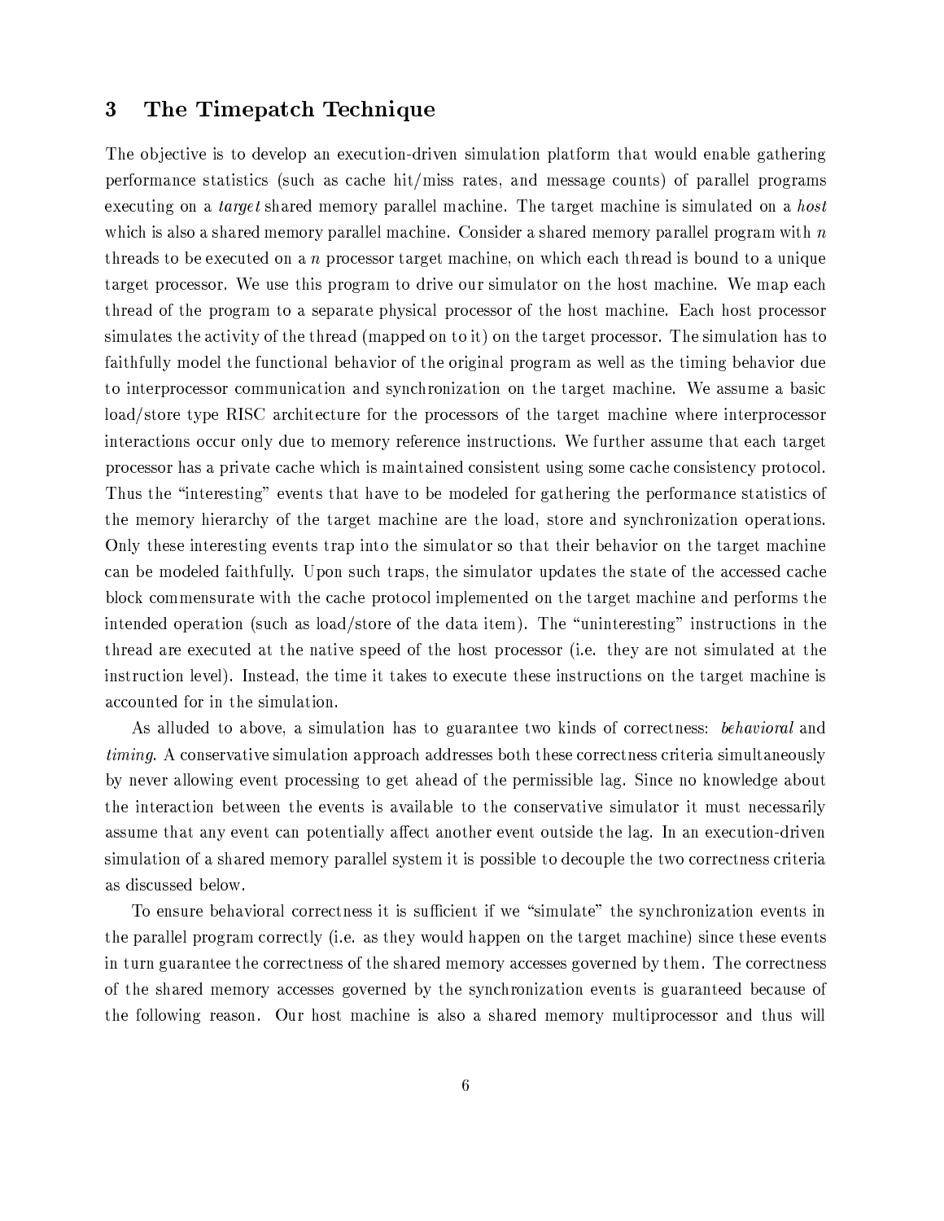## 3 The Timepatch Technique

The objective is to develop an execution-driven simulation platform that would enable gathering performance statistics (such as cache hit/miss rates, and message counts) of parallel programs executing on a *target* shared memory parallel machine. The target machine is simulated on a *host* which is also a shared memory parallel machine. Consider a shared memory parallel program with $n$ threads to be executed on a $n$ processor target machine, on which each thread is bound to a unique target processor. We use this program to drive our simulator on the host machine. We map each thread of the program to a separate physical processor of the host machine. Each host processor simulates the activity of the thread (mapped on to it) on the target processor. The simulation has to faithfully model the functional behavior of the original program as well as the timing behavior due to interprocessor communication and synchronization on the target machine. We assume a basic load/store type RISC architecture for the processors of the target machine where interprocessor interactions occur only due to memory reference instructions. We further assume that each target processor has a private cache which is maintained consistent using some cache consistency protocol. Thus the "interesting" events that have to be modeled for gathering the performance statistics of the memory hierarchy of the target machine are the load, store and synchronization operations. Only these interesting events trap into the simulator so that their behavior on the target machine can be modeled faithfully. Upon such traps, the simulator updates the state of the accessed cache block commensurate with the cache protocol implemented on the target machine and performs the intended operation (such as load/store of the data item). The "uninteresting" instructions in the thread are executed at the native speed of the host processor (i.e. they are not simulated at the instruction level). Instead, the time it takes to execute these instructions on the target machine is accounted for in the simulation.

As alluded to above, a simulation has to guarantee two kinds of correctness: *behavioral* and *timing*. A conservative simulation approach addresses both these correctness criteria simultaneously by never allowing event processing to get ahead of the permissible lag. Since no knowledge about the interaction between the events is available to the conservative simulator it must necessarily assume that any event can potentially affect another event outside the lag. In an execution-driven simulation of a shared memory parallel system it is possible to decouple the two correctness criteria as discussed below.

To ensure behavioral correctness it is sufficient if we "simulate" the synchronization events in the parallel program correctly (i.e. as they would happen on the target machine) since these events in turn guarantee the correctness of the shared memory accesses governed by them. The correctness of the shared memory accesses governed by the synchronization events is guaranteed because of the following reason. Our host machine is also a shared memory multiprocessor and thus will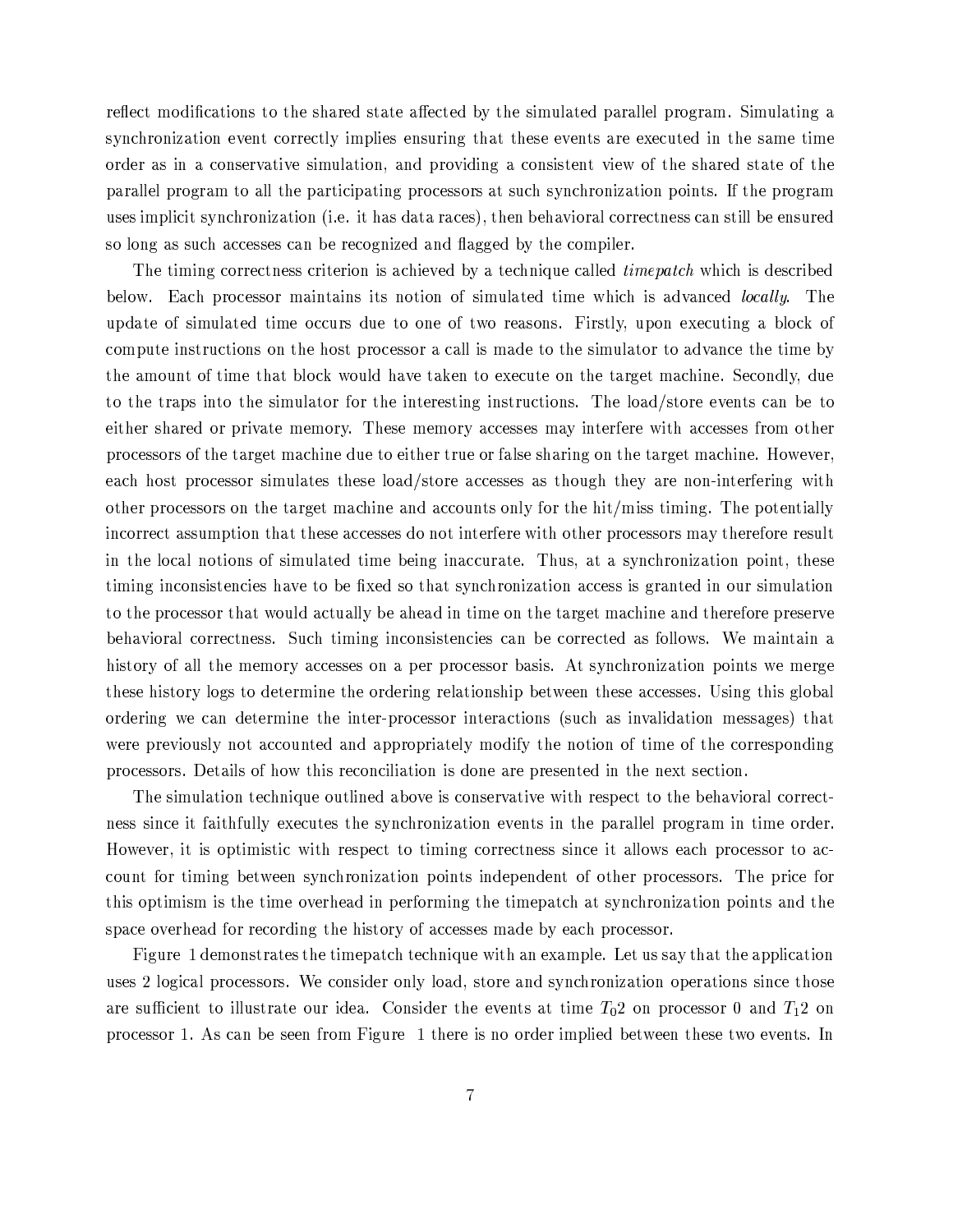reflect modifications to the shared state affected by the simulated parallel program. Simulating a synchronization event correctly implies ensuring that these events are executed in the same time order as in a conservative simulation, and providing a consistent view of the shared state of the parallel program to all the participating processors at such synchronization points. If the program uses implicit synchronization (i.e. it has data races), then behavioral correctness can still be ensured so long as such accesses can be recognized and flagged by the compiler.

The timing correctness criterion is achieved by a technique called *timepatch* which is described below. Each processor maintains its notion of simulated time which is advanced *locally*. The update of simulated time occurs due to one of two reasons. Firstly, upon executing a block of compute instructions on the host processor a call is made to the simulator to advance the time by the amount of time that block would have taken to execute on the target machine. Secondly, due to the traps into the simulator for the interesting instructions. The load/store events can be to either shared or private memory. These memory accesses may interfere with accesses from other processors of the target machine due to either true or false sharing on the target machine. However, each host processor simulates these load/store accesses as though they are non-interfering with other processors on the target machine and accounts only for the hit/miss timing. The potentially incorrect assumption that these accesses do not interfere with other processors may therefore result in the local notions of simulated time being inaccurate. Thus, at a synchronization point, these timing inconsistencies have to be fixed so that synchronization access is granted in our simulation to the processor that would actually be ahead in time on the target machine and therefore preserve behavioral correctness. Such timing inconsistencies can be corrected as follows. We maintain a history of all the memory accesses on a per processor basis. At synchronization points we merge these history logs to determine the ordering relationship between these accesses. Using this global ordering we can determine the inter-processor interactions (such as invalidation messages) that were previously not accounted and appropriately modify the notion of time of the corresponding processors. Details of how this reconciliation is done are presented in the next section.

The simulation technique outlined above is conservative with respect to the behavioral correctness since it faithfully executes the synchronization events in the parallel program in time order. However, it is optimistic with respect to timing correctness since it allows each processor to account for timing between synchronization points independent of other processors. The price for this optimism is the time overhead in performing the timepatch at synchronization points and the space overhead for recording the history of accesses made by each processor.

Figure 1 demonstrates the timepatch technique with an example. Let us say that the application uses 2 logical processors. We consider only load, store and synchronization operations since those are sufficient to illustrate our idea. Consider the events at time $T_0 2$ on processor 0 and $T_1 2$ on processor 1. As can be seen from Figure 1 there is no order implied between these two events. In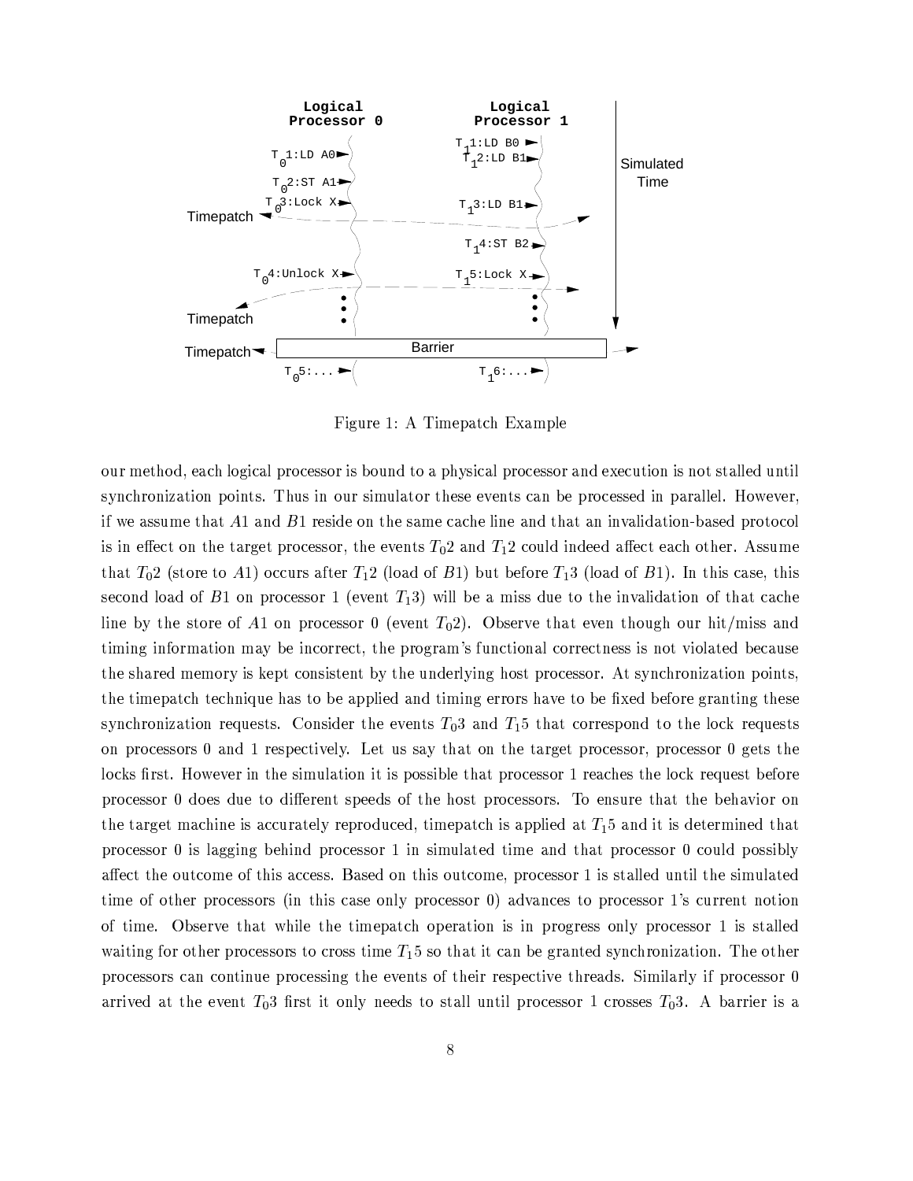Figure 1: A Timepatch Example

our method, each logical processor is bound to a physical processor and execution is not stalled until synchronization points. Thus in our simulator these events can be processed in parallel. However, if we assume that $A1$ and $B1$ reside on the same cache line and that an invalidation-based protocol is in effect on the target processor, the events $T_0 2$ and $T_1 2$ could indeed affect each other. Assume that $T_0 2$ (store to $A1$) occurs after $T_1 2$ (load of $B1$) but before $T_1 3$ (load of $B1$). In this case, this second load of $B1$ on processor 1 (event $T_1 3$) will be a miss due to the invalidation of that cache line by the store of $A1$ on processor 0 (event $T_0 2$). Observe that even though our hit/miss and timing information may be incorrect, the program's functional correctness is not violated because the shared memory is kept consistent by the underlying host processor. At synchronization points, the timepatch technique has to be applied and timing errors have to be fixed before granting these synchronization requests. Consider the events $T_0 3$ and $T_1 5$ that correspond to the lock requests on processors 0 and 1 respectively. Let us say that on the target processor, processor 0 gets the locks first. However in the simulation it is possible that processor 1 reaches the lock request before processor 0 does due to different speeds of the host processors. To ensure that the behavior on the target machine is accurately reproduced, timepatch is applied at $T_1 5$ and it is determined that processor 0 is lagging behind processor 1 in simulated time and that processor 0 could possibly affect the outcome of this access. Based on this outcome, processor 1 is stalled until the simulated time of other processors (in this case only processor 0) advances to processor 1's current notion of time. Observe that while the timepatch operation is in progress only processor 1 is stalled waiting for other processors to cross time $T_1 5$ so that it can be granted synchronization. The other processors can continue processing the events of their respective threads. Similarly if processor 0 arrived at the event $T_0 3$ first it only needs to stall until processor 1 crosses $T_0 3$. A barrier is a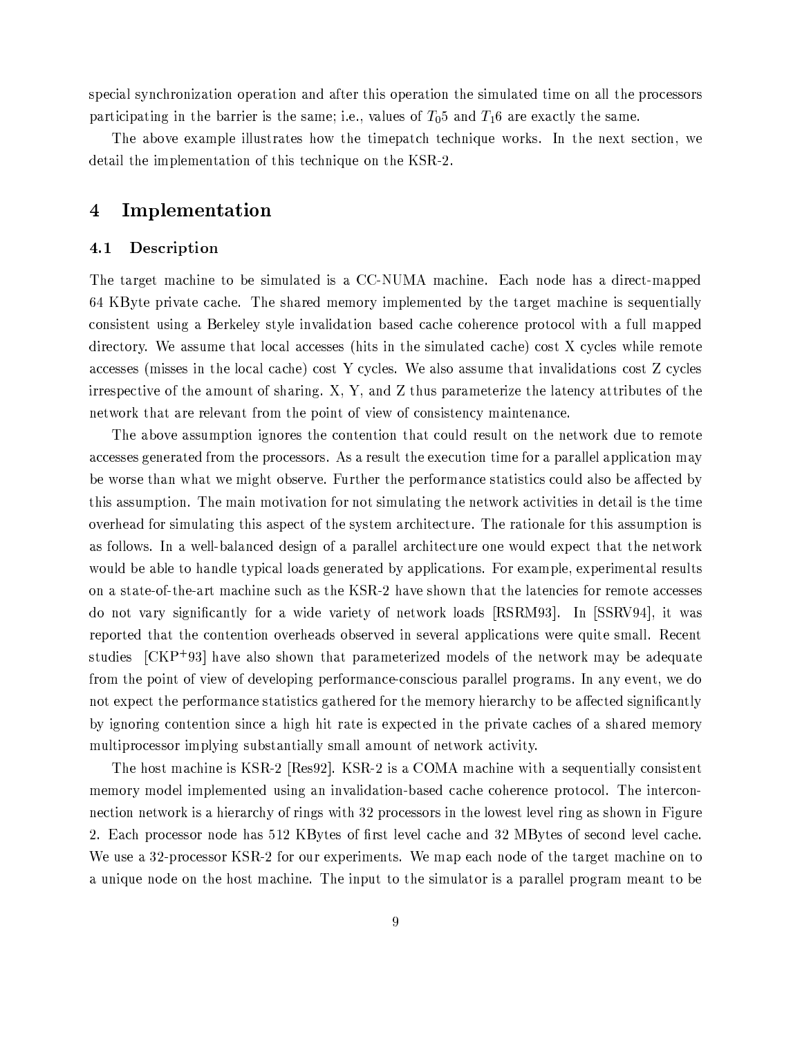special synchronization operation and after this operation the simulated time on all the processors participating in the barrier is the same; i.e., values of $T_05$ and $T_16$ are exactly the same.

The above example illustrates how the timepatch technique works. In the next section, we detail the implementation of this technique on the KSR-2.

# 4 Implementation

## 4.1 Description

The target machine to be simulated is a CC-NUMA machine. Each node has a direct-mapped 64 KByte private cache. The shared memory implemented by the target machine is sequentially consistent using a Berkeley style invalidation based cache coherence protocol with a full mapped directory. We assume that local accesses (hits in the simulated cache) cost X cycles while remote accesses (misses in the local cache) cost Y cycles. We also assume that invalidations cost Z cycles irrespective of the amount of sharing. X, Y, and Z thus parameterize the latency attributes of the network that are relevant from the point of view of consistency maintenance.

The above assumption ignores the contention that could result on the network due to remote accesses generated from the processors. As a result the execution time for a parallel application may be worse than what we might observe. Further the performance statistics could also be affected by this assumption. The main motivation for not simulating the network activities in detail is the time overhead for simulating this aspect of the system architecture. The rationale for this assumption is as follows. In a well-balanced design of a parallel architecture one would expect that the network would be able to handle typical loads generated by applications. For example, experimental results on a state-of-the-art machine such as the KSR-2 have shown that the latencies for remote accesses do not vary significantly for a wide variety of network loads [RSRM93]. In [SSRV94], it was reported that the contention overheads observed in several applications were quite small. Recent studies [CKP+93] have also shown that parameterized models of the network may be adequate from the point of view of developing performance-conscious parallel programs. In any event, we do not expect the performance statistics gathered for the memory hierarchy to be affected significantly by ignoring contention since a high hit rate is expected in the private caches of a shared memory multiprocessor implying substantially small amount of network activity.

The host machine is KSR-2 [Res92]. KSR-2 is a COMA machine with a sequentially consistent memory model implemented using an invalidation-based cache coherence protocol. The interconnection network is a hierarchy of rings with 32 processors in the lowest level ring as shown in Figure 2. Each processor node has 512 KBytes of first level cache and 32 MBytes of second level cache. We use a 32-processor KSR-2 for our experiments. We map each node of the target machine on to a unique node on the host machine. The input to the simulator is a parallel program meant to be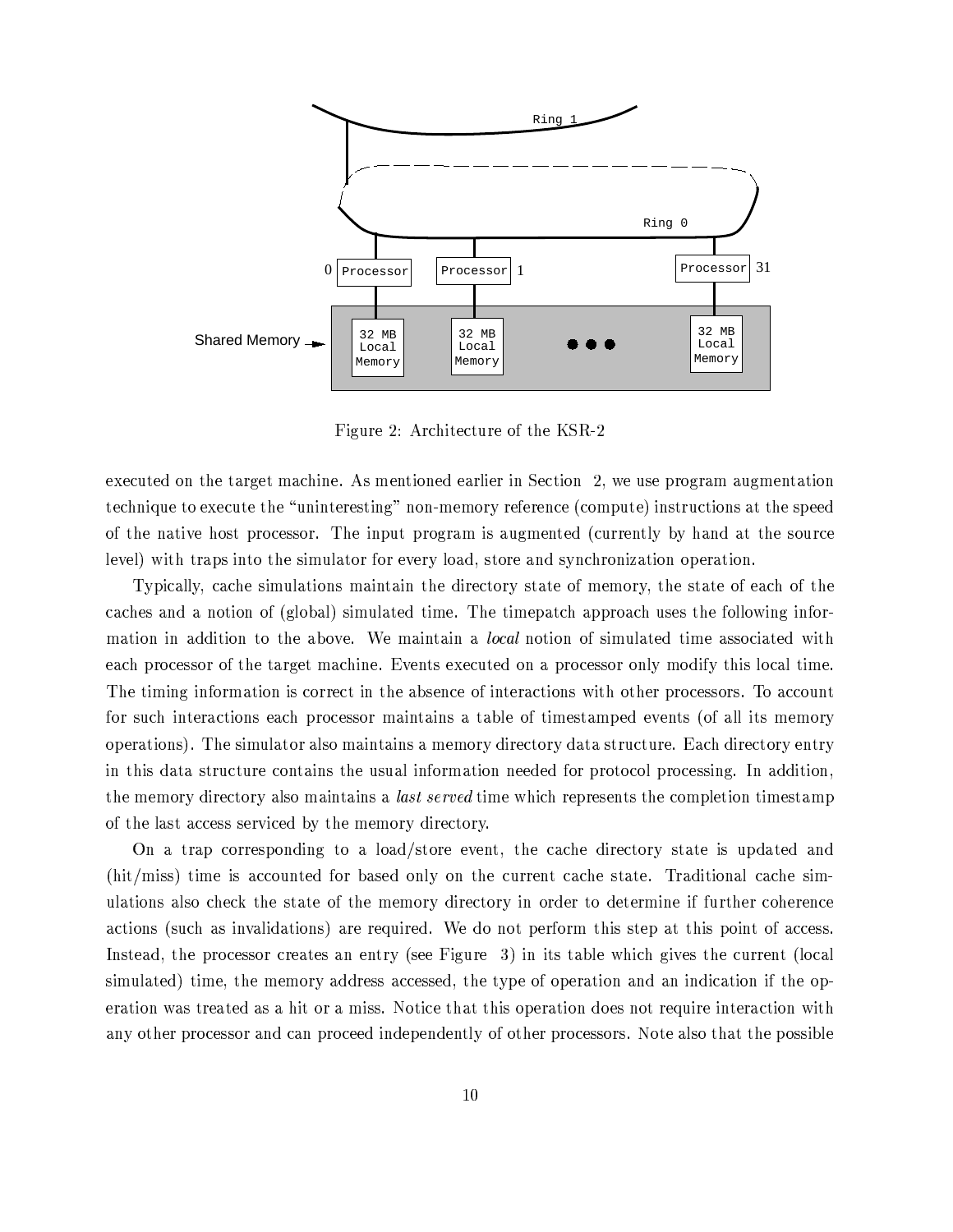Figure 2: Architecture of the KSR-2

executed on the target machine. As mentioned earlier in Section 2, we use program augmentation technique to execute the "uninteresting" non-memory reference (compute) instructions at the speed of the native host processor. The input program is augmented (currently by hand at the source level) with traps into the simulator for every load, store and synchronization operation.

Typically, cache simulations maintain the directory state of memory, the state of each of the caches and a notion of (global) simulated time. The timepatch approach uses the following information in addition to the above. We maintain a *local* notion of simulated time associated with each processor of the target machine. Events executed on a processor only modify this local time. The timing information is correct in the absence of interactions with other processors. To account for such interactions each processor maintains a table of timestamped events (of all its memory operations). The simulator also maintains a memory directory data structure. Each directory entry in this data structure contains the usual information needed for protocol processing. In addition, the memory directory also maintains a *last served* time which represents the completion timestamp of the last access serviced by the memory directory.

On a trap corresponding to a load/store event, the cache directory state is updated and (hit/miss) time is accounted for based only on the current cache state. Traditional cache simulations also check the state of the memory directory in order to determine if further coherence actions (such as invalidations) are required. We do not perform this step at this point of access. Instead, the processor creates an entry (see Figure 3) in its table which gives the current (local simulated) time, the memory address accessed, the type of operation and an indication if the operation was treated as a hit or a miss. Notice that this operation does not require interaction with any other processor and can proceed independently of other processors. Note also that the possible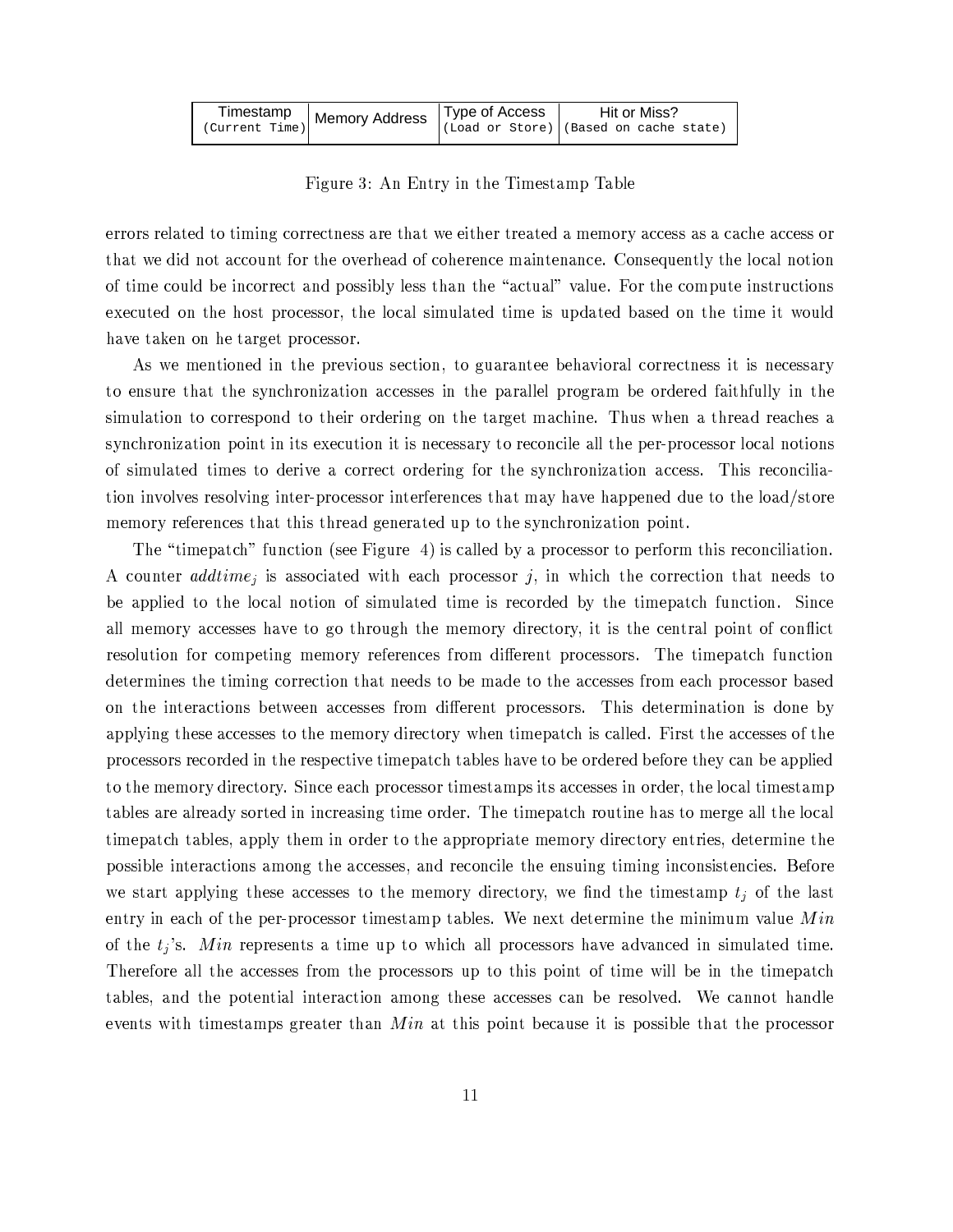| Timestamp (Current Time) | Memory Address | Type of Access (Load or Store) | Hit or Miss? (Based on cache state) |
|---|---|---|---|

Figure 3: An Entry in the Timestamp Table

errors related to timing correctness are that we either treated a memory access as a cache access or that we did not account for the overhead of coherence maintenance. Consequently the local notion of time could be incorrect and possibly less than the "actual" value. For the compute instructions executed on the host processor, the local simulated time is updated based on the time it would have taken on he target processor.

As we mentioned in the previous section, to guarantee behavioral correctness it is necessary to ensure that the synchronization accesses in the parallel program be ordered faithfully in the simulation to correspond to their ordering on the target machine. Thus when a thread reaches a synchronization point in its execution it is necessary to reconcile all the per-processor local notions of simulated times to derive a correct ordering for the synchronization access. This reconciliation involves resolving inter-processor interferences that may have happened due to the load/store memory references that this thread generated up to the synchronization point.

The "timepatch" function (see Figure 4) is called by a processor to perform this reconciliation. A counter $addtime_j$ is associated with each processor $j$, in which the correction that needs to be applied to the local notion of simulated time is recorded by the timepatch function. Since all memory accesses have to go through the memory directory, it is the central point of conflict resolution for competing memory references from different processors. The timepatch function determines the timing correction that needs to be made to the accesses from each processor based on the interactions between accesses from different processors. This determination is done by applying these accesses to the memory directory when timepatch is called. First the accesses of the processors recorded in the respective timepatch tables have to be ordered before they can be applied to the memory directory. Since each processor timestamps its accesses in order, the local timestamp tables are already sorted in increasing time order. The timepatch routine has to merge all the local timepatch tables, apply them in order to the appropriate memory directory entries, determine the possible interactions among the accesses, and reconcile the ensuing timing inconsistencies. Before we start applying these accesses to the memory directory, we find the timestamp $t_j$ of the last entry in each of the per-processor timestamp tables. We next determine the minimum value $Min$ of the $t_j$'s. $Min$ represents a time up to which all processors have advanced in simulated time. Therefore all the accesses from the processors up to this point of time will be in the timepatch tables, and the potential interaction among these accesses can be resolved. We cannot handle events with timestamps greater than $Min$ at this point because it is possible that the processor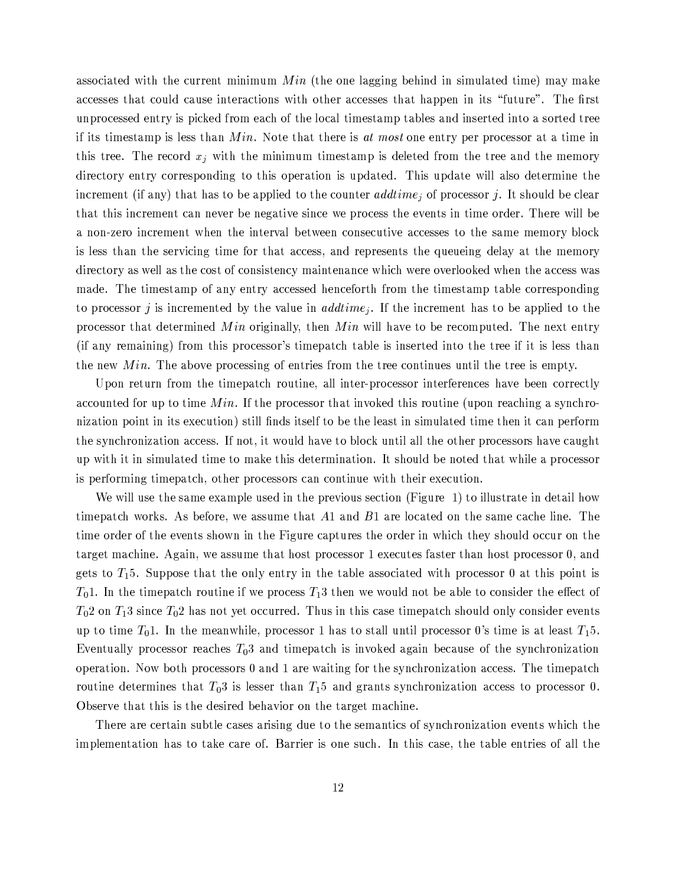associated with the current minimum $Min$ (the one lagging behind in simulated time) may make accesses that could cause interactions with other accesses that happen in its "future". The first unprocessed entry is picked from each of the local timestamp tables and inserted into a sorted tree if its timestamp is less than $Min$. Note that there is *at most* one entry per processor at a time in this tree. The record $x_j$ with the minimum timestamp is deleted from the tree and the memory directory entry corresponding to this operation is updated. This update will also determine the increment (if any) that has to be applied to the counter $addtime_j$ of processor $j$. It should be clear that this increment can never be negative since we process the events in time order. There will be a non-zero increment when the interval between consecutive accesses to the same memory block is less than the servicing time for that access, and represents the queueing delay at the memory directory as well as the cost of consistency maintenance which were overlooked when the access was made. The timestamp of any entry accessed henceforth from the timestamp table corresponding to processor $j$ is incremented by the value in $addtime_j$. If the increment has to be applied to the processor that determined $Min$ originally, then $Min$ will have to be recomputed. The next entry (if any remaining) from this processor's timepatch table is inserted into the tree if it is less than the new $Min$. The above processing of entries from the tree continues until the tree is empty.

Upon return from the timepatch routine, all inter-processor interferences have been correctly accounted for up to time $Min$. If the processor that invoked this routine (upon reaching a synchronization point in its execution) still finds itself to be the least in simulated time then it can perform the synchronization access. If not, it would have to block until all the other processors have caught up with it in simulated time to make this determination. It should be noted that while a processor is performing timepatch, other processors can continue with their execution.

We will use the same example used in the previous section (Figure 1) to illustrate in detail how timepatch works. As before, we assume that $A1$ and $B1$ are located on the same cache line. The time order of the events shown in the Figure captures the order in which they should occur on the target machine. Again, we assume that host processor 1 executes faster than host processor 0, and gets to $T_15$. Suppose that the only entry in the table associated with processor 0 at this point is $T_01$. In the timepatch routine if we process $T_13$ then we would not be able to consider the effect of $T_02$ on $T_13$ since $T_02$ has not yet occurred. Thus in this case timepatch should only consider events up to time $T_01$. In the meanwhile, processor 1 has to stall until processor 0's time is at least $T_15$. Eventually processor reaches $T_03$ and timepatch is invoked again because of the synchronization operation. Now both processors 0 and 1 are waiting for the synchronization access. The timepatch routine determines that $T_03$ is lesser than $T_15$ and grants synchronization access to processor 0. Observe that this is the desired behavior on the target machine.

There are certain subtle cases arising due to the semantics of synchronization events which the implementation has to take care of. Barrier is one such. In this case, the table entries of all the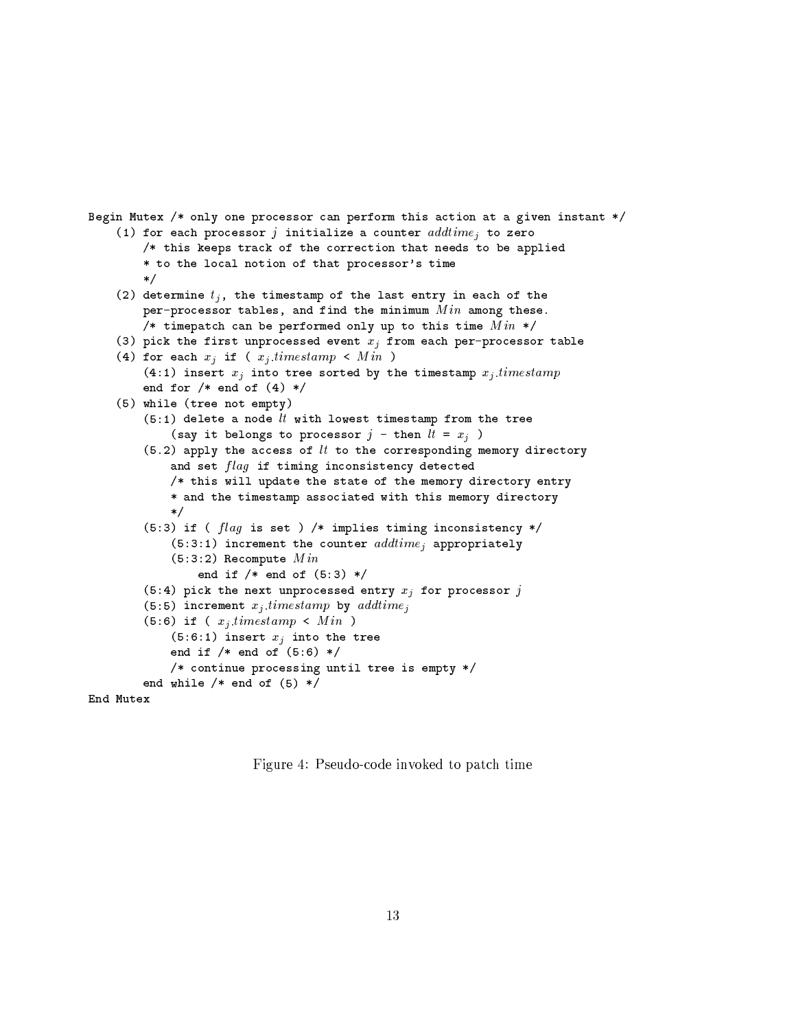```
Begin Mutex /* only one processor can perform this action at a given instant */
    (1) for each processor j initialize a counter addtime_j to zero
        /* this keeps track of the correction that needs to be applied
        * to the local notion of that processor's time
        */
    (2) determine t_j, the timestamp of the last entry in each of the
        per-processor tables, and find the minimum Min among these.
        /* timepatch can be performed only up to this time Min */
    (3) pick the first unprocessed event x_j from each per-processor table
    (4) for each x_j if ( x_j.timestamp < Min )
        (4:1) insert x_j into tree sorted by the timestamp x_j.timestamp
        end for /* end of (4) */
    (5) while (tree not empty)
        (5:1) delete a node lt with lowest timestamp from the tree
            (say it belongs to processor j - then lt = x_j )
        (5.2) apply the access of lt to the corresponding memory directory
            and set flag if timing inconsistency detected
            /* this will update the state of the memory directory entry
            * and the timestamp associated with this memory directory
            */
        (5:3) if ( flag is set ) /* implies timing inconsistency */
            (5:3:1) increment the counter addtime_j appropriately
            (5:3:2) Recompute Min
                end if /* end of (5:3) */
        (5:4) pick the next unprocessed entry x_j for processor j
        (5:5) increment x_j.timestamp by addtime_j
        (5:6) if ( x_j.timestamp < Min )
            (5:6:1) insert x_j into the tree
            end if /* end of (5:6) */
            /* continue processing until tree is empty */
        end while /* end of (5) */
End Mutex
```

Figure 4: Pseudo-code invoked to patch time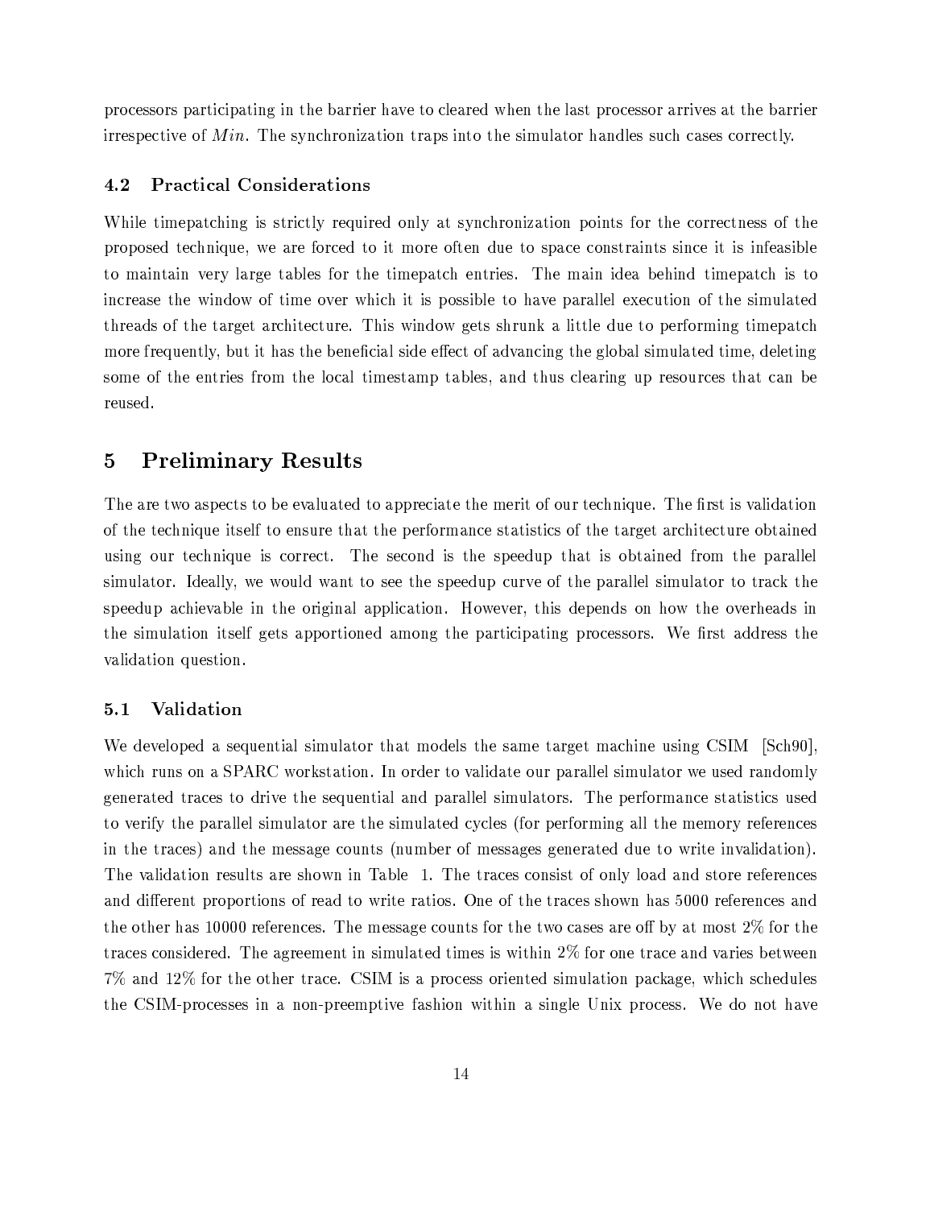processors participating in the barrier have to cleared when the last processor arrives at the barrier irrespective of $Min$. The synchronization traps into the simulator handles such cases correctly.

### 4.2 Practical Considerations

While timepatching is strictly required only at synchronization points for the correctness of the proposed technique, we are forced to it more often due to space constraints since it is infeasible to maintain very large tables for the timepatch entries. The main idea behind timepatch is to increase the window of time over which it is possible to have parallel execution of the simulated threads of the target architecture. This window gets shrunk a little due to performing timepatch more frequently, but it has the beneficial side effect of advancing the global simulated time, deleting some of the entries from the local timestamp tables, and thus clearing up resources that can be reused.

## 5 Preliminary Results

The are two aspects to be evaluated to appreciate the merit of our technique. The first is validation of the technique itself to ensure that the performance statistics of the target architecture obtained using our technique is correct. The second is the speedup that is obtained from the parallel simulator. Ideally, we would want to see the speedup curve of the parallel simulator to track the speedup achievable in the original application. However, this depends on how the overheads in the simulation itself gets apportioned among the participating processors. We first address the validation question.

### 5.1 Validation

We developed a sequential simulator that models the same target machine using CSIM [Sch90], which runs on a SPARC workstation. In order to validate our parallel simulator we used randomly generated traces to drive the sequential and parallel simulators. The performance statistics used to verify the parallel simulator are the simulated cycles (for performing all the memory references in the traces) and the message counts (number of messages generated due to write invalidation). The validation results are shown in Table 1. The traces consist of only load and store references and different proportions of read to write ratios. One of the traces shown has 5000 references and the other has 10000 references. The message counts for the two cases are off by at most 2% for the traces considered. The agreement in simulated times is within 2% for one trace and varies between 7% and 12% for the other trace. CSIM is a process oriented simulation package, which schedules the CSIM-processes in a non-preemptive fashion within a single Unix process. We do not have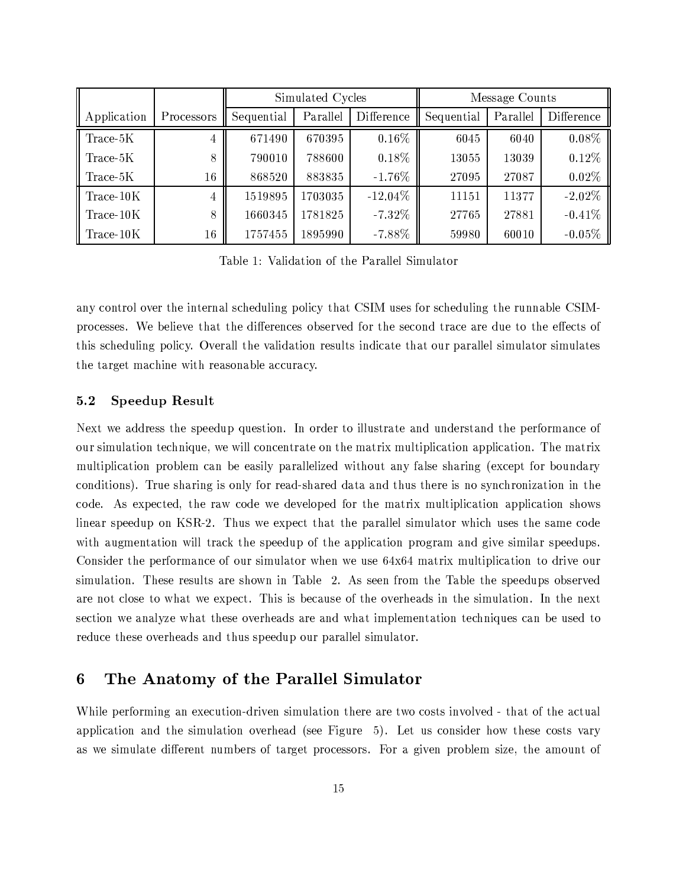| Application | Processors | Simulated Cycles | | | Message Counts | | |
|---|---|---|---|---|---|---|---|
| | | Sequential | Parallel | Difference | Sequential | Parallel | Difference |
| Trace-5K | 4 | 671490 | 670395 | 0.16% | 6045 | 6040 | 0.08% |
| Trace-5K | 8 | 790010 | 788600 | 0.18% | 13055 | 13039 | 0.12% |
| Trace-5K | 16 | 868520 | 883835 | -1.76% | 27095 | 27087 | 0.02% |
| Trace-10K | 4 | 1519895 | 1703035 | -12.04% | 11151 | 11377 | -2.02% |
| Trace-10K | 8 | 1660345 | 1781825 | -7.32% | 27765 | 27881 | -0.41% |
| Trace-10K | 16 | 1757455 | 1895990 | -7.88% | 59980 | 60010 | -0.05% |

Table 1: Validation of the Parallel Simulator

any control over the internal scheduling policy that CSIM uses for scheduling the runnable CSIM-processes. We believe that the differences observed for the second trace are due to the effects of this scheduling policy. Overall the validation results indicate that our parallel simulator simulates the target machine with reasonable accuracy.

### 5.2 Speedup Result

Next we address the speedup question. In order to illustrate and understand the performance of our simulation technique, we will concentrate on the matrix multiplication application. The matrix multiplication problem can be easily parallelized without any false sharing (except for boundary conditions). True sharing is only for read-shared data and thus there is no synchronization in the code. As expected, the raw code we developed for the matrix multiplication application shows linear speedup on KSR-2. Thus we expect that the parallel simulator which uses the same code with augmentation will track the speedup of the application program and give similar speedups. Consider the performance of our simulator when we use 64x64 matrix multiplication to drive our simulation. These results are shown in Table 2. As seen from the Table the speedups observed are not close to what we expect. This is because of the overheads in the simulation. In the next section we analyze what these overheads are and what implementation techniques can be used to reduce these overheads and thus speedup our parallel simulator.

## 6 The Anatomy of the Parallel Simulator

While performing an execution-driven simulation there are two costs involved - that of the actual application and the simulation overhead (see Figure 5). Let us consider how these costs vary as we simulate different numbers of target processors. For a given problem size, the amount of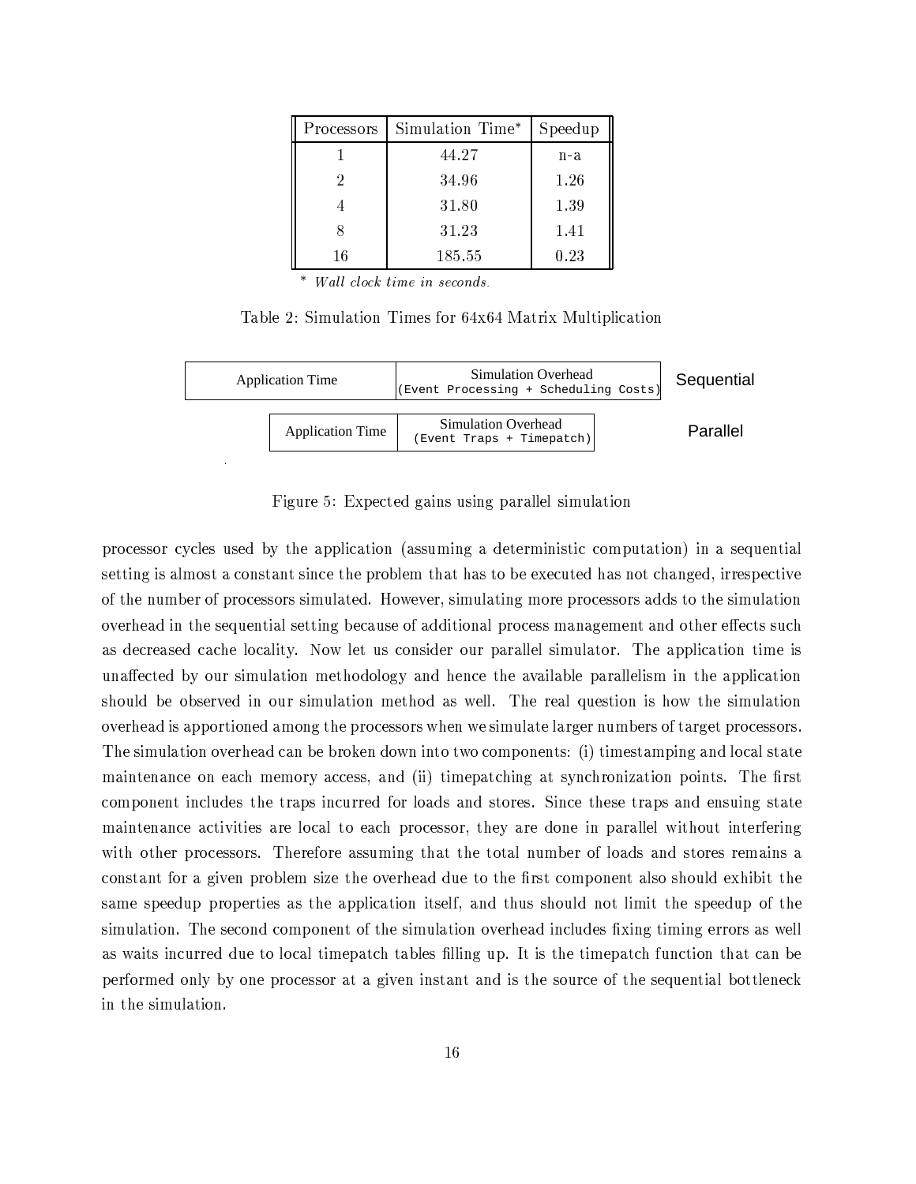| Processors | Simulation Time* | Speedup |
|---|---|---|
| 1 | 44.27 | n-a |
| 2 | 34.96 | 1.26 |
| 4 | 31.80 | 1.39 |
| 8 | 31.23 | 1.41 |
| 16 | 185.55 | 0.23 |

\* *Wall clock time in seconds.*

Table 2: Simulation Times for 64x64 Matrix Multiplication

| Application Time | Simulation Overhead (Event Processing + Scheduling Costs) | Sequential |
|---|---|---|
| Application Time | Simulation Overhead (Event Traps + Timepatch) | Parallel |

Figure 5: Expected gains using parallel simulation

processor cycles used by the application (assuming a deterministic computation) in a sequential setting is almost a constant since the problem that has to be executed has not changed, irrespective of the number of processors simulated. However, simulating more processors adds to the simulation overhead in the sequential setting because of additional process management and other effects such as decreased cache locality. Now let us consider our parallel simulator. The application time is unaffected by our simulation methodology and hence the available parallelism in the application should be observed in our simulation method as well. The real question is how the simulation overhead is apportioned among the processors when we simulate larger numbers of target processors. The simulation overhead can be broken down into two components: (i) timestamping and local state maintenance on each memory access, and (ii) timepatching at synchronization points. The first component includes the traps incurred for loads and stores. Since these traps and ensuing state maintenance activities are local to each processor, they are done in parallel without interfering with other processors. Therefore assuming that the total number of loads and stores remains a constant for a given problem size the overhead due to the first component also should exhibit the same speedup properties as the application itself, and thus should not limit the speedup of the simulation. The second component of the simulation overhead includes fixing timing errors as well as waits incurred due to local timepatch tables filling up. It is the timepatch function that can be performed only by one processor at a given instant and is the source of the sequential bottleneck in the simulation.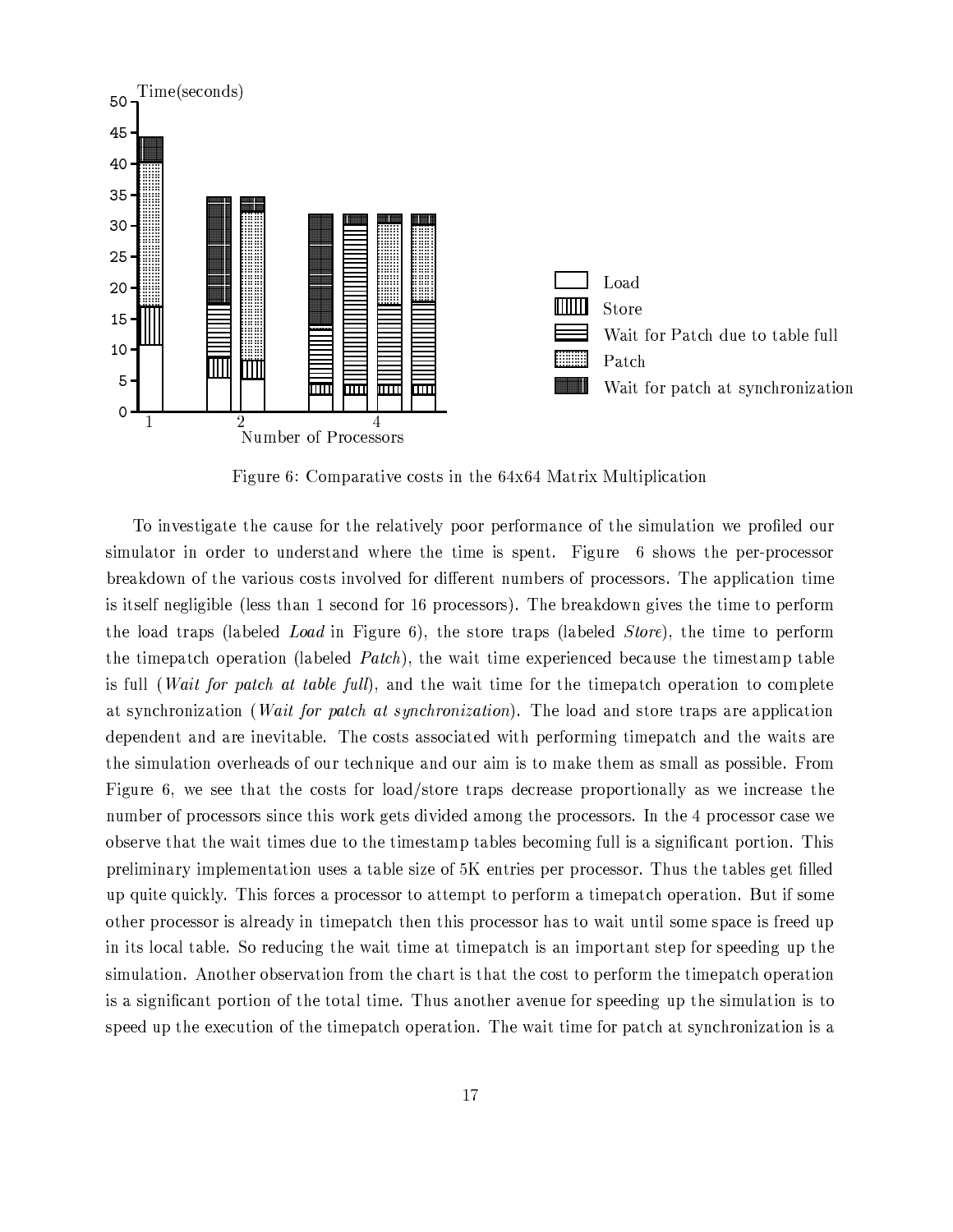Figure 6: Comparative costs in the 64x64 Matrix Multiplication

To investigate the cause for the relatively poor performance of the simulation we profiled our simulator in order to understand where the time is spent. Figure 6 shows the per-processor breakdown of the various costs involved for different numbers of processors. The application time is itself negligible (less than 1 second for 16 processors). The breakdown gives the time to perform the load traps (labeled *Load* in Figure 6), the store traps (labeled *Store*), the time to perform the timepatch operation (labeled *Patch*), the wait time experienced because the timestamp table is full (*Wait for patch at table full*), and the wait time for the timepatch operation to complete at synchronization (*Wait for patch at synchronization*). The load and store traps are application dependent and are inevitable. The costs associated with performing timepatch and the waits are the simulation overheads of our technique and our aim is to make them as small as possible. From Figure 6, we see that the costs for load/store traps decrease proportionally as we increase the number of processors since this work gets divided among the processors. In the 4 processor case we observe that the wait times due to the timestamp tables becoming full is a significant portion. This preliminary implementation uses a table size of 5K entries per processor. Thus the tables get filled up quite quickly. This forces a processor to attempt to perform a timepatch operation. But if some other processor is already in timepatch then this processor has to wait until some space is freed up in its local table. So reducing the wait time at timepatch is an important step for speeding up the simulation. Another observation from the chart is that the cost to perform the timepatch operation is a significant portion of the total time. Thus another avenue for speeding up the simulation is to speed up the execution of the timepatch operation. The wait time for patch at synchronization is a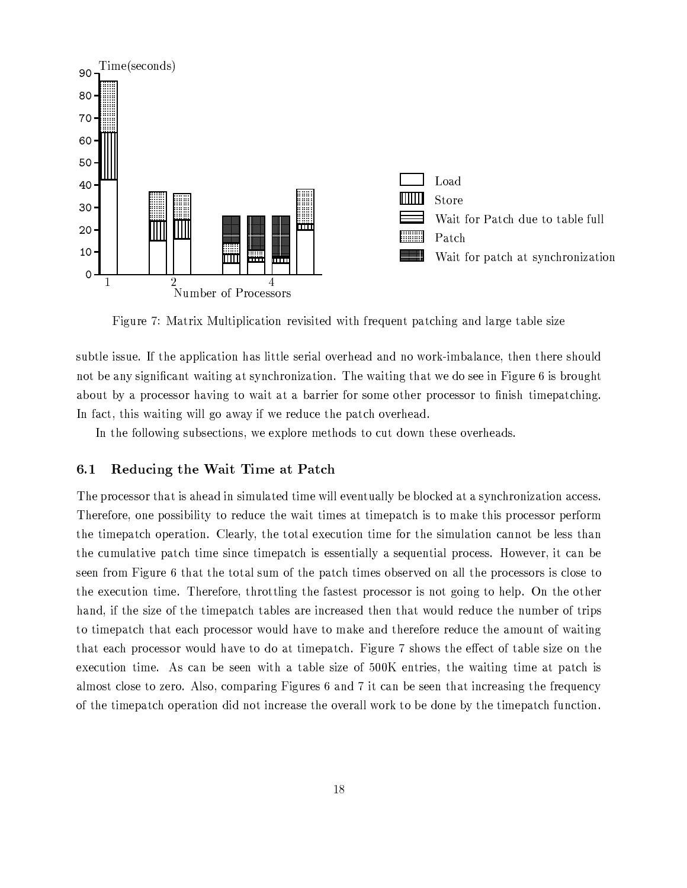Figure 7: Matrix Multiplication revisited with frequent patching and large table size

subtle issue. If the application has little serial overhead and no work-imbalance, then there should not be any significant waiting at synchronization. The waiting that we do see in Figure 6 is brought about by a processor having to wait at a barrier for some other processor to finish timepatching. In fact, this waiting will go away if we reduce the patch overhead.

In the following subsections, we explore methods to cut down these overheads.

### 6.1 Reducing the Wait Time at Patch

The processor that is ahead in simulated time will eventually be blocked at a synchronization access. Therefore, one possibility to reduce the wait times at timepatch is to make this processor perform the timepatch operation. Clearly, the total execution time for the simulation cannot be less than the cumulative patch time since timepatch is essentially a sequential process. However, it can be seen from Figure 6 that the total sum of the patch times observed on all the processors is close to the execution time. Therefore, throttling the fastest processor is not going to help. On the other hand, if the size of the timepatch tables are increased then that would reduce the number of trips to timepatch that each processor would have to make and therefore reduce the amount of waiting that each processor would have to do at timepatch. Figure 7 shows the effect of table size on the execution time. As can be seen with a table size of 500K entries, the waiting time at patch is almost close to zero. Also, comparing Figures 6 and 7 it can be seen that increasing the frequency of the timepatch operation did not increase the overall work to be done by the timepatch function.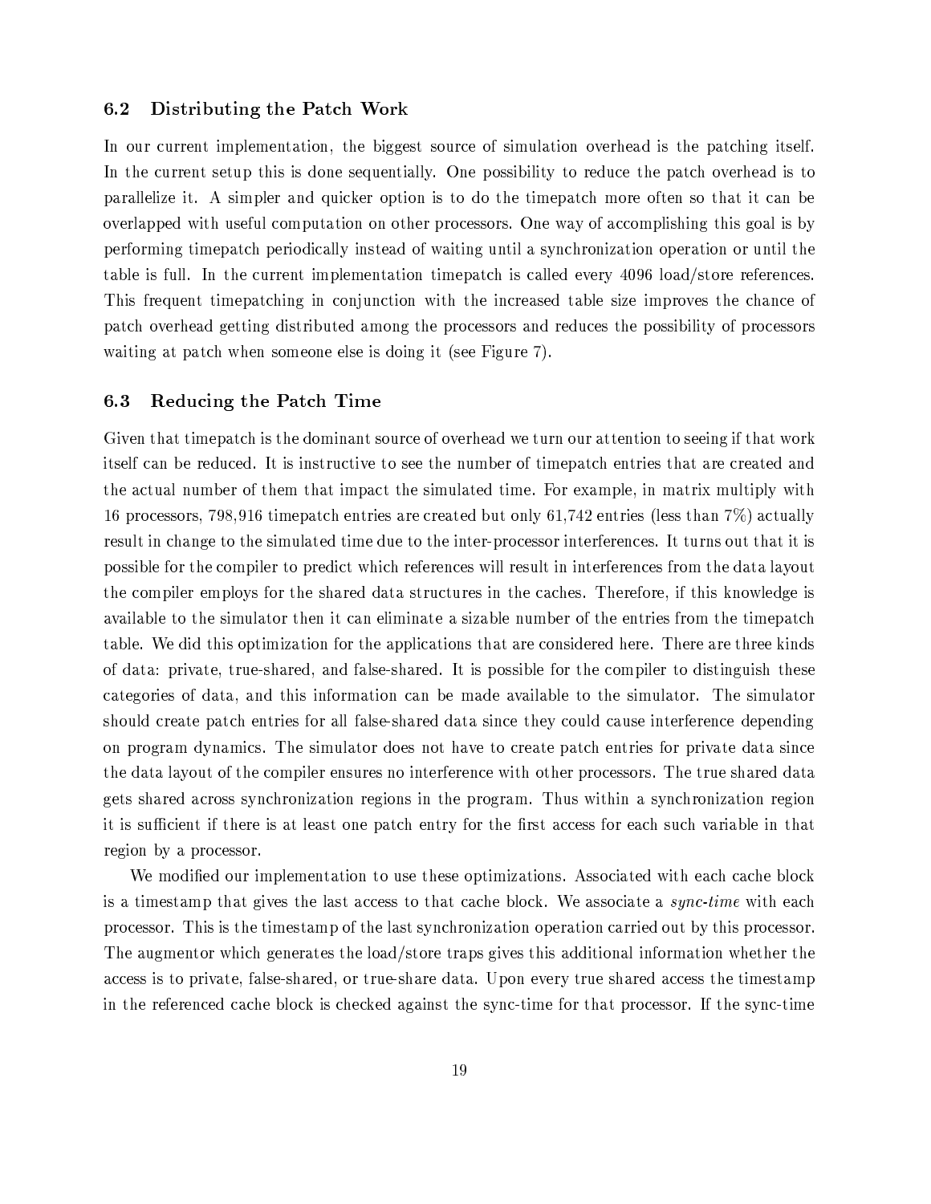### 6.2 Distributing the Patch Work

In our current implementation, the biggest source of simulation overhead is the patching itself. In the current setup this is done sequentially. One possibility to reduce the patch overhead is to parallelize it. A simpler and quicker option is to do the timepatch more often so that it can be overlapped with useful computation on other processors. One way of accomplishing this goal is by performing timepatch periodically instead of waiting until a synchronization operation or until the table is full. In the current implementation timepatch is called every 4096 load/store references. This frequent timepatching in conjunction with the increased table size improves the chance of patch overhead getting distributed among the processors and reduces the possibility of processors waiting at patch when someone else is doing it (see Figure 7).

### 6.3 Reducing the Patch Time

Given that timepatch is the dominant source of overhead we turn our attention to seeing if that work itself can be reduced. It is instructive to see the number of timepatch entries that are created and the actual number of them that impact the simulated time. For example, in matrix multiply with 16 processors, 798,916 timepatch entries are created but only 61,742 entries (less than 7%) actually result in change to the simulated time due to the inter-processor interferences. It turns out that it is possible for the compiler to predict which references will result in interferences from the data layout the compiler employs for the shared data structures in the caches. Therefore, if this knowledge is available to the simulator then it can eliminate a sizable number of the entries from the timepatch table. We did this optimization for the applications that are considered here. There are three kinds of data: private, true-shared, and false-shared. It is possible for the compiler to distinguish these categories of data, and this information can be made available to the simulator. The simulator should create patch entries for all false-shared data since they could cause interference depending on program dynamics. The simulator does not have to create patch entries for private data since the data layout of the compiler ensures no interference with other processors. The true shared data gets shared across synchronization regions in the program. Thus within a synchronization region it is sufficient if there is at least one patch entry for the first access for each such variable in that region by a processor.

We modified our implementation to use these optimizations. Associated with each cache block is a timestamp that gives the last access to that cache block. We associate a *sync-time* with each processor. This is the timestamp of the last synchronization operation carried out by this processor. The augmentor which generates the load/store traps gives this additional information whether the access is to private, false-shared, or true-share data. Upon every true shared access the timestamp in the referenced cache block is checked against the sync-time for that processor. If the sync-time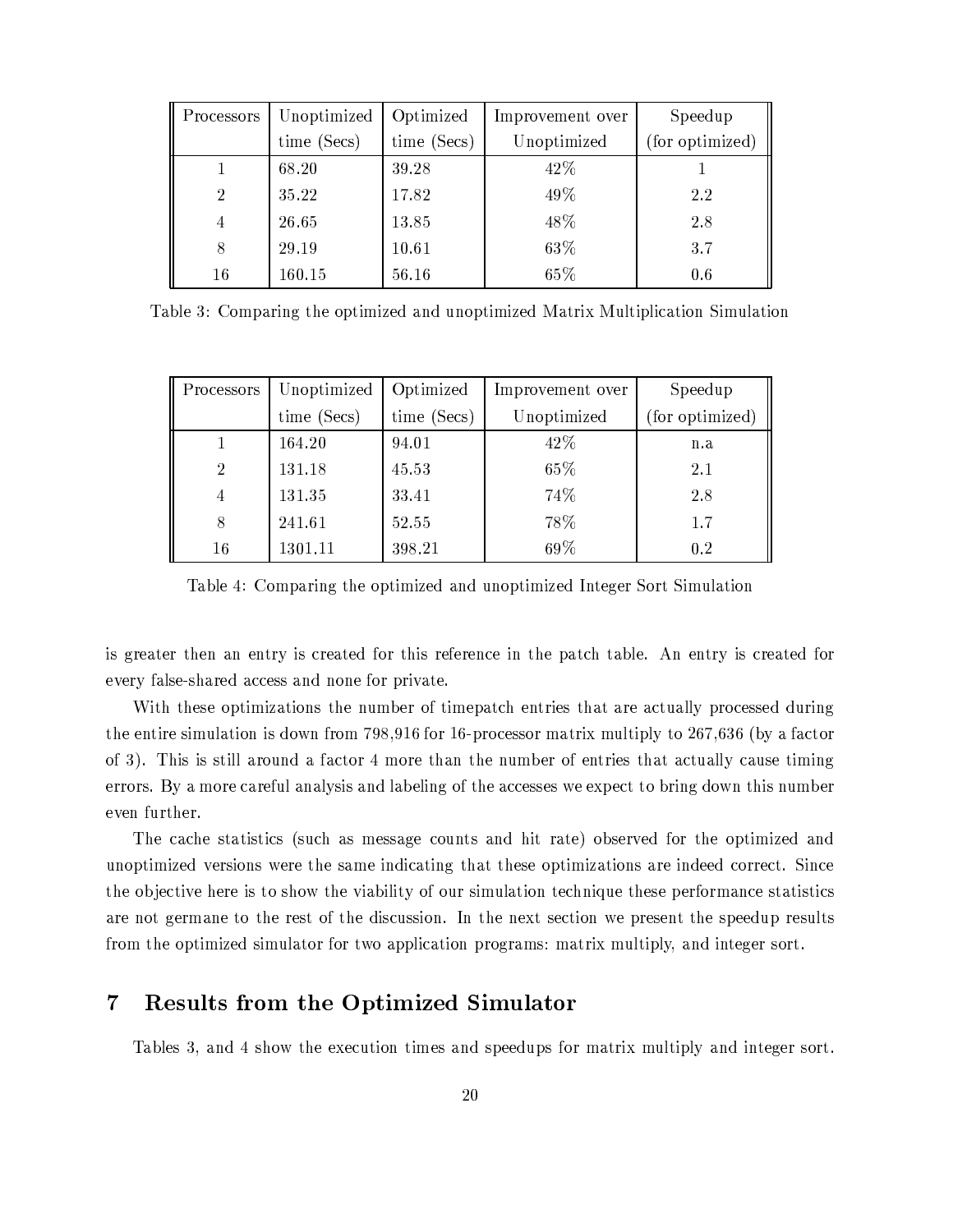| Processors | Unoptimized time (Secs) | Optimized time (Secs) | Improvement over Unoptimized | Speedup (for optimized) |
|---|---|---|---|---|
| 1 | 68.20 | 39.28 | 42% | 1 |
| 2 | 35.22 | 17.82 | 49% | 2.2 |
| 4 | 26.65 | 13.85 | 48% | 2.8 |
| 8 | 29.19 | 10.61 | 63% | 3.7 |
| 16 | 160.15 | 56.16 | 65% | 0.6 |

Table 3: Comparing the optimized and unoptimized Matrix Multiplication Simulation

| Processors | Unoptimized time (Secs) | Optimized time (Secs) | Improvement over Unoptimized | Speedup (for optimized) |
|---|---|---|---|---|
| 1 | 164.20 | 94.01 | 42% | n.a |
| 2 | 131.18 | 45.53 | 65% | 2.1 |
| 4 | 131.35 | 33.41 | 74% | 2.8 |
| 8 | 241.61 | 52.55 | 78% | 1.7 |
| 16 | 1301.11 | 398.21 | 69% | 0.2 |

Table 4: Comparing the optimized and unoptimized Integer Sort Simulation

is greater then an entry is created for this reference in the patch table. An entry is created for every false-shared access and none for private.

With these optimizations the number of timepatch entries that are actually processed during the entire simulation is down from 798,916 for 16-processor matrix multiply to 267,636 (by a factor of 3). This is still around a factor 4 more than the number of entries that actually cause timing errors. By a more careful analysis and labeling of the accesses we expect to bring down this number even further.

The cache statistics (such as message counts and hit rate) observed for the optimized and unoptimized versions were the same indicating that these optimizations are indeed correct. Since the objective here is to show the viability of our simulation technique these performance statistics are not germane to the rest of the discussion. In the next section we present the speedup results from the optimized simulator for two application programs: matrix multiply, and integer sort.

# 7 Results from the Optimized Simulator

Tables 3, and 4 show the execution times and speedups for matrix multiply and integer sort.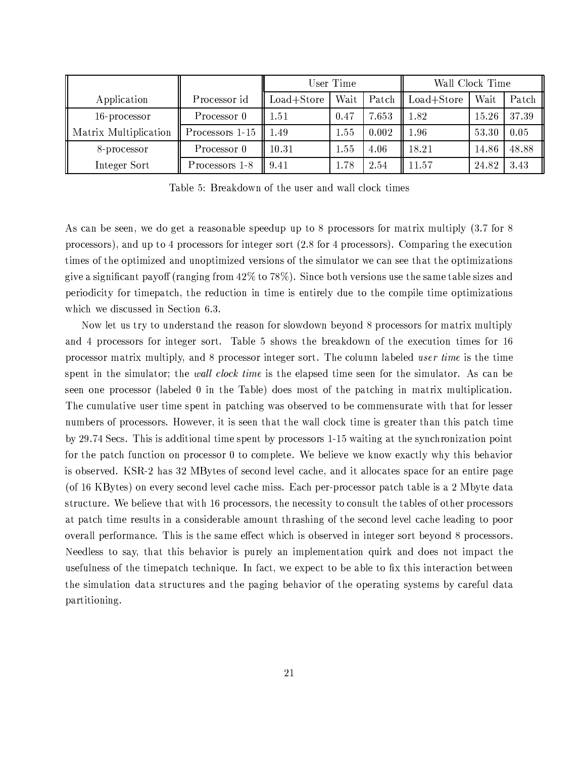| Application | Processor id | User Time | | | Wall Clock Time | | |
|---|---|---|---|---|---|---|---|
| | | Load+Store | Wait | Patch | Load+Store | Wait | Patch |
| 16-processor | Processor 0 | 1.51 | 0.47 | 7.653 | 1.82 | 15.26 | 37.39 |
| Matrix Multiplication | Processors 1-15 | 1.49 | 1.55 | 0.002 | 1.96 | 53.30 | 0.05 |
| 8-processor | Processor 0 | 10.31 | 1.55 | 4.06 | 18.21 | 14.86 | 48.88 |
| Integer Sort | Processors 1-8 | 9.41 | 1.78 | 2.54 | 11.57 | 24.82 | 3.43 |

Table 5: Breakdown of the user and wall clock times

As can be seen, we do get a reasonable speedup up to 8 processors for matrix multiply (3.7 for 8 processors), and up to 4 processors for integer sort (2.8 for 4 processors). Comparing the execution times of the optimized and unoptimized versions of the simulator we can see that the optimizations give a significant payoff (ranging from 42% to 78%). Since both versions use the same table sizes and periodicity for timepatch, the reduction in time is entirely due to the compile time optimizations which we discussed in Section 6.3.

Now let us try to understand the reason for slowdown beyond 8 processors for matrix multiply and 4 processors for integer sort. Table 5 shows the breakdown of the execution times for 16 processor matrix multiply, and 8 processor integer sort. The column labeled *user time* is the time spent in the simulator; the *wall clock time* is the elapsed time seen for the simulator. As can be seen one processor (labeled 0 in the Table) does most of the patching in matrix multiplication. The cumulative user time spent in patching was observed to be commensurate with that for lesser numbers of processors. However, it is seen that the wall clock time is greater than this patch time by 29.74 Secs. This is additional time spent by processors 1-15 waiting at the synchronization point for the patch function on processor 0 to complete. We believe we know exactly why this behavior is observed. KSR-2 has 32 MBytes of second level cache, and it allocates space for an entire page (of 16 KBytes) on every second level cache miss. Each per-processor patch table is a 2 Mbyte data structure. We believe that with 16 processors, the necessity to consult the tables of other processors at patch time results in a considerable amount thrashing of the second level cache leading to poor overall performance. This is the same effect which is observed in integer sort beyond 8 processors. Needless to say, that this behavior is purely an implementation quirk and does not impact the usefulness of the timepatch technique. In fact, we expect to be able to fix this interaction between the simulation data structures and the paging behavior of the operating systems by careful data partitioning.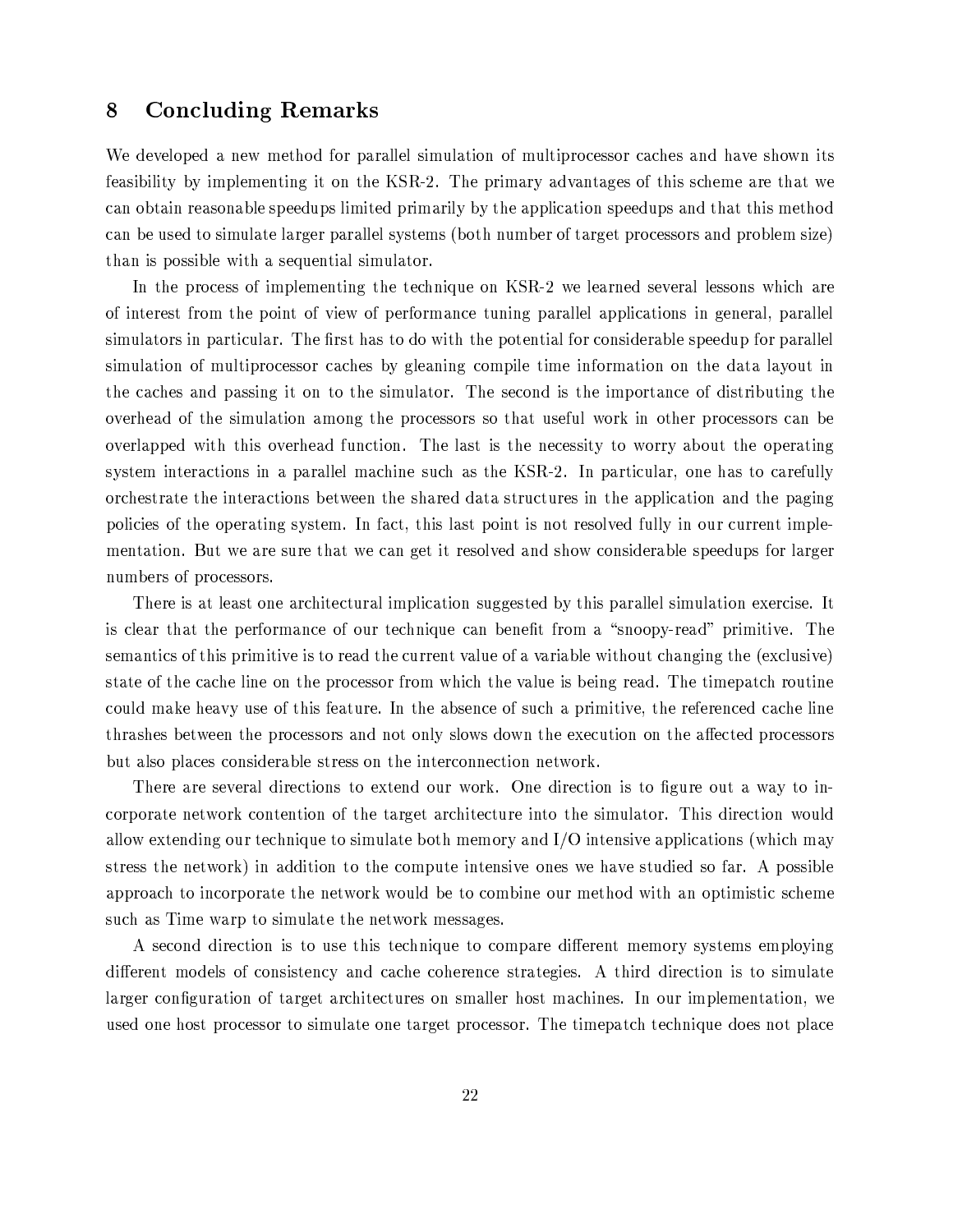## 8 Concluding Remarks

We developed a new method for parallel simulation of multiprocessor caches and have shown its feasibility by implementing it on the KSR-2. The primary advantages of this scheme are that we can obtain reasonable speedups limited primarily by the application speedups and that this method can be used to simulate larger parallel systems (both number of target processors and problem size) than is possible with a sequential simulator.

In the process of implementing the technique on KSR-2 we learned several lessons which are of interest from the point of view of performance tuning parallel applications in general, parallel simulators in particular. The first has to do with the potential for considerable speedup for parallel simulation of multiprocessor caches by gleaning compile time information on the data layout in the caches and passing it on to the simulator. The second is the importance of distributing the overhead of the simulation among the processors so that useful work in other processors can be overlapped with this overhead function. The last is the necessity to worry about the operating system interactions in a parallel machine such as the KSR-2. In particular, one has to carefully orchestrate the interactions between the shared data structures in the application and the paging policies of the operating system. In fact, this last point is not resolved fully in our current implementation. But we are sure that we can get it resolved and show considerable speedups for larger numbers of processors.

There is at least one architectural implication suggested by this parallel simulation exercise. It is clear that the performance of our technique can benefit from a "snoopy-read" primitive. The semantics of this primitive is to read the current value of a variable without changing the (exclusive) state of the cache line on the processor from which the value is being read. The timepatch routine could make heavy use of this feature. In the absence of such a primitive, the referenced cache line thrashes between the processors and not only slows down the execution on the affected processors but also places considerable stress on the interconnection network.

There are several directions to extend our work. One direction is to figure out a way to incorporate network contention of the target architecture into the simulator. This direction would allow extending our technique to simulate both memory and I/O intensive applications (which may stress the network) in addition to the compute intensive ones we have studied so far. A possible approach to incorporate the network would be to combine our method with an optimistic scheme such as Time warp to simulate the network messages.

A second direction is to use this technique to compare different memory systems employing different models of consistency and cache coherence strategies. A third direction is to simulate larger configuration of target architectures on smaller host machines. In our implementation, we used one host processor to simulate one target processor. The timepatch technique does not place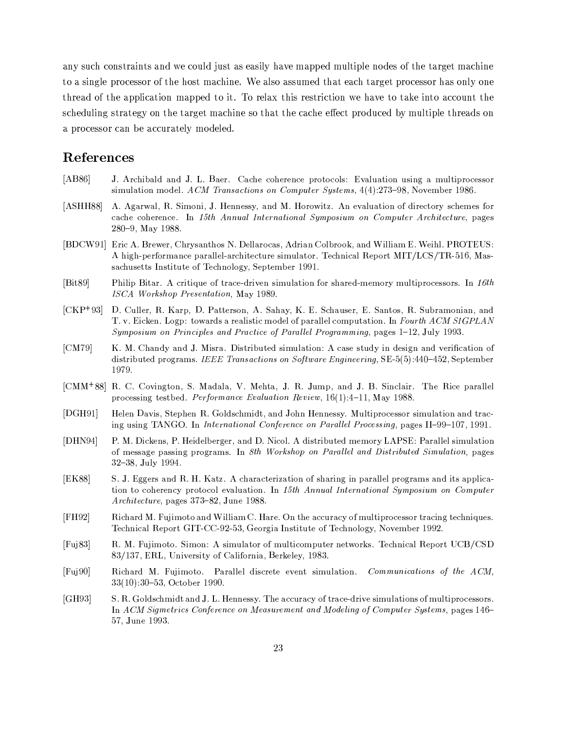any such constraints and we could just as easily have mapped multiple nodes of the target machine to a single processor of the host machine. We also assumed that each target processor has only one thread of the application mapped to it. To relax this restriction we have to take into account the scheduling strategy on the target machine so that the cache effect produced by multiple threads on a processor can be accurately modeled.

# References

[AB86] J. Archibald and J. L. Baer. Cache coherence protocols: Evaluation using a multiprocessor simulation model. *ACM Transactions on Computer Systems*, 4(4):273–98, November 1986.

[ASHH88] A. Agarwal, R. Simoni, J. Hennessy, and M. Horowitz. An evaluation of directory schemes for cache coherence. In *15th Annual International Symposium on Computer Architecture*, pages 280–9, May 1988.

[BDCW91] Eric A. Brewer, Chrysanthos N. Dellarocas, Adrian Colbrook, and William E. Weihl. PROTEUS: A high-performance parallel-architecture simulator. Technical Report MIT/LCS/TR-516, Massachusetts Institute of Technology, September 1991.

[Bit89] Philip Bitar. A critique of trace-driven simulation for shared-memory multiprocessors. In *16th ISCA Workshop Presentation*, May 1989.

[CKP+93] D. Culler, R. Karp, D. Patterson, A. Sahay, K. E. Schauser, E. Santos, R. Subramonian, and T. v. Eicken. Logp: towards a realistic model of parallel computation. In *Fourth ACM SIGPLAN Symposium on Principles and Practice of Parallel Programming*, pages 1–12, July 1993.

[CM79] K. M. Chandy and J. Misra. Distributed simulation: A case study in design and verification of distributed programs. *IEEE Transactions on Software Engineering*, SE-5(5):440–452, September 1979.

[CMM+88] R. C. Covington, S. Madala, V. Mehta, J. R. Jump, and J. B. Sinclair. The Rice parallel processing testbed. *Performance Evaluation Review*, 16(1):4–11, May 1988.

[DGH91] Helen Davis, Stephen R. Goldschmidt, and John Hennessy. Multiprocessor simulation and tracing using TANGO. In *International Conference on Parallel Processing*, pages II–99–107, 1991.

[DHN94] P. M. Dickens, P. Heidelberger, and D. Nicol. A distributed memory LAPSE: Parallel simulation of message passing programs. In *8th Workshop on Parallel and Distributed Simulation*, pages 32–38, July 1994.

[EK88] S. J. Eggers and R. H. Katz. A characterization of sharing in parallel programs and its application to coherency protocol evaluation. In *15th Annual International Symposium on Computer Architecture*, pages 373–82, June 1988.

[FH92] Richard M. Fujimoto and William C. Hare. On the accuracy of multiprocessor tracing techniques. Technical Report GIT-CC-92-53, Georgia Institute of Technology, November 1992.

[Fuj83] R. M. Fujimoto. Simon: A simulator of multicomputer networks. Technical Report UCB/CSD 83/137, ERL, University of California, Berkeley, 1983.

[Fuj90] Richard M. Fujimoto. Parallel discrete event simulation. *Communications of the ACM*, 33(10):30–53, October 1990.

[GH93] S. R. Goldschmidt and J. L. Hennessy. The accuracy of trace-drive simulations of multiprocessors. In *ACM Sigmetrics Conference on Measurement and Modeling of Computer Systems*, pages 146–57, June 1993.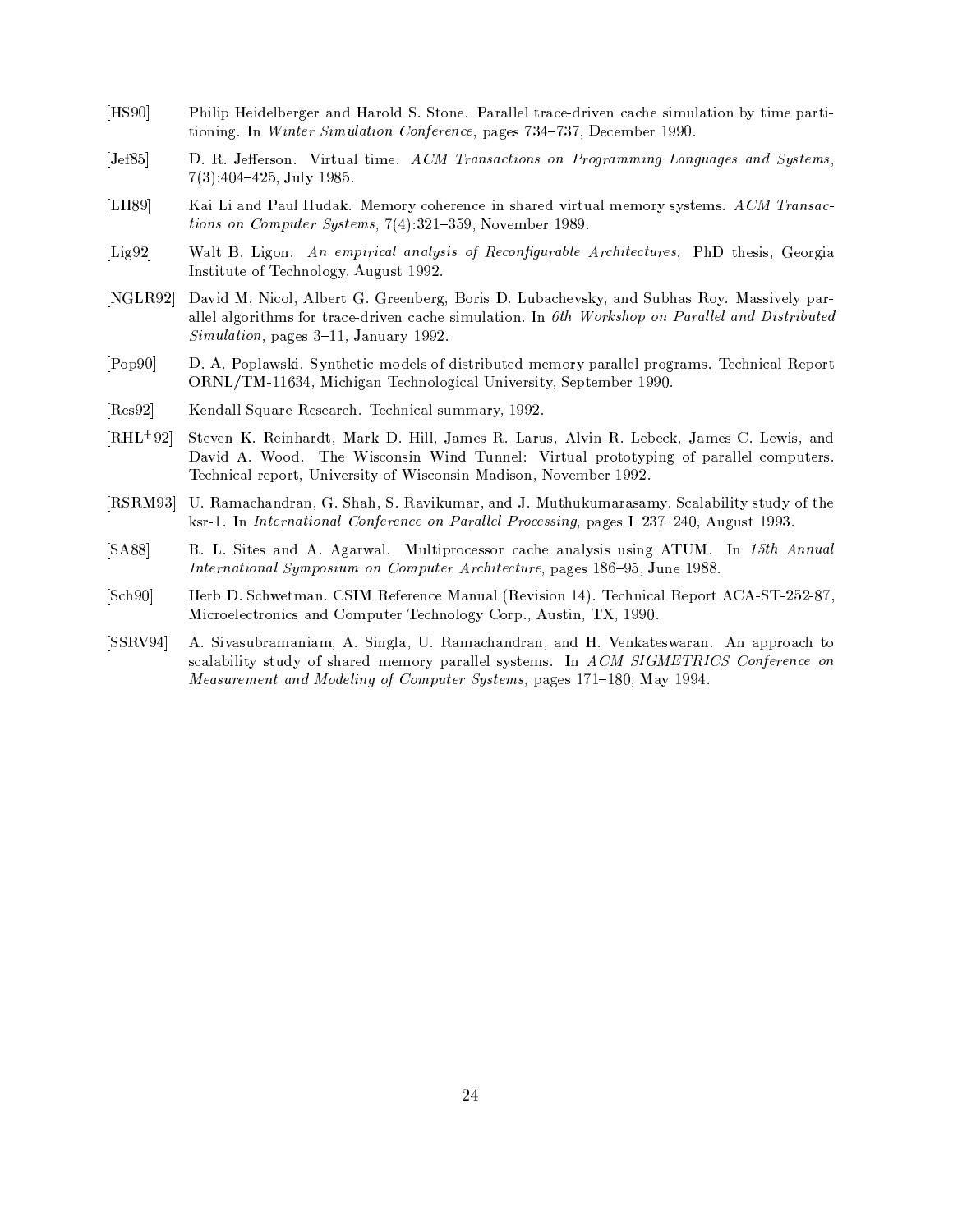[HS90] Philip Heidelberger and Harold S. Stone. Parallel trace-driven cache simulation by time partitioning. In *Winter Simulation Conference*, pages 734–737, December 1990.

[Jef85] D. R. Jefferson. Virtual time. *ACM Transactions on Programming Languages and Systems*, 7(3):404–425, July 1985.

[LH89] Kai Li and Paul Hudak. Memory coherence in shared virtual memory systems. *ACM Transactions on Computer Systems*, 7(4):321–359, November 1989.

[Lig92] Walt B. Ligon. *An empirical analysis of Reconfigurable Architectures*. PhD thesis, Georgia Institute of Technology, August 1992.

[NGLR92] David M. Nicol, Albert G. Greenberg, Boris D. Lubachevsky, and Subhas Roy. Massively parallel algorithms for trace-driven cache simulation. In *6th Workshop on Parallel and Distributed Simulation*, pages 3–11, January 1992.

[Pop90] D. A. Poplawski. Synthetic models of distributed memory parallel programs. Technical Report ORNL/TM-11634, Michigan Technological University, September 1990.

[Res92] Kendall Square Research. Technical summary, 1992.

[RHL+92] Steven K. Reinhardt, Mark D. Hill, James R. Larus, Alvin R. Lebeck, James C. Lewis, and David A. Wood. The Wisconsin Wind Tunnel: Virtual prototyping of parallel computers. Technical report, University of Wisconsin-Madison, November 1992.

[RSRM93] U. Ramachandran, G. Shah, S. Ravikumar, and J. Muthukumarasamy. Scalability study of the ksr-1. In *International Conference on Parallel Processing*, pages I–237–240, August 1993.

[SA88] R. L. Sites and A. Agarwal. Multiprocessor cache analysis using ATUM. In *15th Annual International Symposium on Computer Architecture*, pages 186–95, June 1988.

[Sch90] Herb D. Schwetman. CSIM Reference Manual (Revision 14). Technical Report ACA-ST-252-87, Microelectronics and Computer Technology Corp., Austin, TX, 1990.

[SSRV94] A. Sivasubramaniam, A. Singla, U. Ramachandran, and H. Venkateswaran. An approach to scalability study of shared memory parallel systems. In *ACM SIGMETRICS Conference on Measurement and Modeling of Computer Systems*, pages 171–180, May 1994.